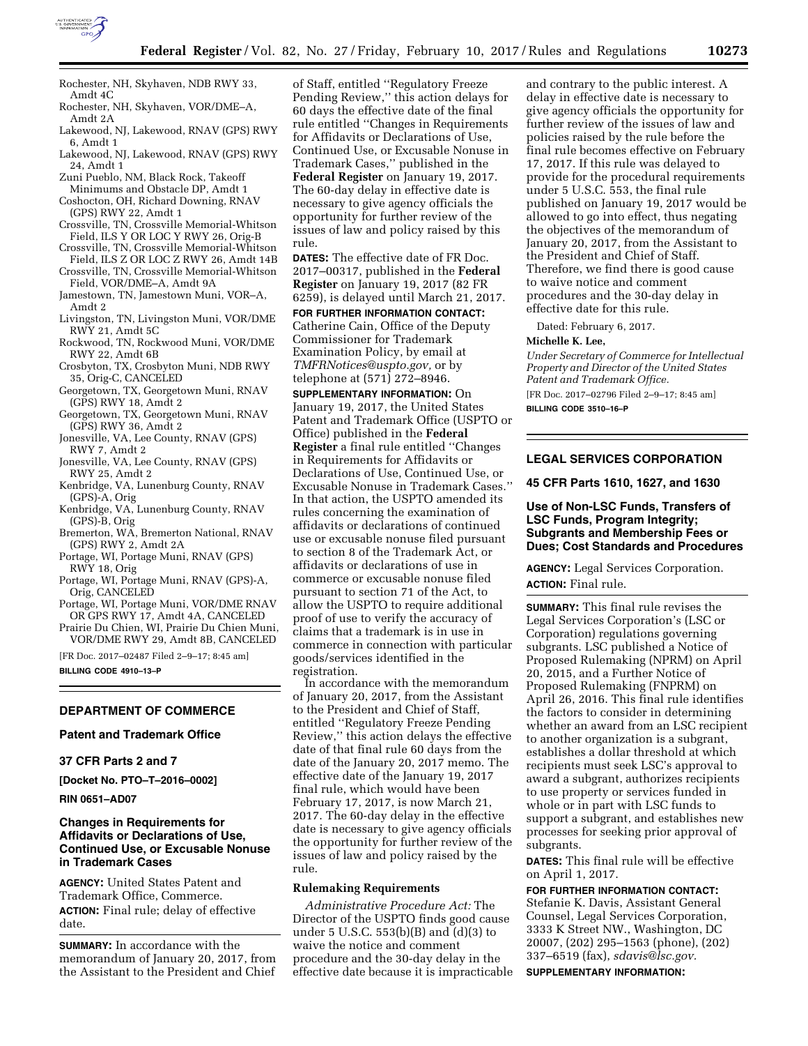Rochester, NH, Skyhaven, NDB RWY 33, Amdt 4C
Rochester, NH, Skyhaven, VOR/DME–A, Amdt 2A
Lakewood, NJ, Lakewood, RNAV (GPS) RWY 6, Amdt 1
Lakewood, NJ, Lakewood, RNAV (GPS) RWY 24, Amdt 1
Zuni Pueblo, NM, Black Rock, Takeoff Minimums and Obstacle DP, Amdt 1
Coshocton, OH, Richard Downing, RNAV (GPS) RWY 22, Amdt 1
Crossville, TN, Crossville Memorial-Whitson Field, ILS Y OR LOC Y RWY 26, Orig-B
Crossville, TN, Crossville Memorial-Whitson Field, ILS Z OR LOC Z RWY 26, Amdt 14B
Crossville, TN, Crossville Memorial-Whitson Field, VOR/DME–A, Amdt 9A
Jamestown, TN, Jamestown Muni, VOR–A, Amdt 2
Livingston, TN, Livingston Muni, VOR/DME RWY 21, Amdt 5C
Rockwood, TN, Rockwood Muni, VOR/DME RWY 22, Amdt 6B
Crosbyton, TX, Crosbyton Muni, NDB RWY 35, Orig-C, CANCELED
Georgetown, TX, Georgetown Muni, RNAV (GPS) RWY 18, Amdt 2
Georgetown, TX, Georgetown Muni, RNAV (GPS) RWY 36, Amdt 2
Jonesville, VA, Lee County, RNAV (GPS) RWY 7, Amdt 2
Jonesville, VA, Lee County, RNAV (GPS) RWY 25, Amdt 2
Kenbridge, VA, Lunenburg County, RNAV (GPS)-A, Orig
Kenbridge, VA, Lunenburg County, RNAV (GPS)-B, Orig
Bremerton, WA, Bremerton National, RNAV (GPS) RWY 2, Amdt 2A
Portage, WI, Portage Muni, RNAV (GPS) RWY 18, Orig
Portage, WI, Portage Muni, RNAV (GPS)-A, Orig, CANCELED
Portage, WI, Portage Muni, VOR/DME RNAV OR GPS RWY 17, Amdt 4A, CANCELED
Prairie Du Chien, WI, Prairie Du Chien Muni, VOR/DME RWY 29, Amdt 8B, CANCELED

[FR Doc. 2017–02487 Filed 2–9–17; 8:45 am]

**BILLING CODE 4910–13–P**

## DEPARTMENT OF COMMERCE

### Patent and Trademark Office

### 37 CFR Parts 2 and 7

**[Docket No. PTO–T–2016–0002]**

**RIN 0651–AD07**

### Changes in Requirements for Affidavits or Declarations of Use, Continued Use, or Excusable Nonuse in Trademark Cases

**AGENCY:** United States Patent and Trademark Office, Commerce.

**ACTION:** Final rule; delay of effective date.

**SUMMARY:** In accordance with the memorandum of January 20, 2017, from the Assistant to the President and Chief of Staff, entitled ''Regulatory Freeze Pending Review,'' this action delays for 60 days the effective date of the final rule entitled ''Changes in Requirements for Affidavits or Declarations of Use, Continued Use, or Excusable Nonuse in Trademark Cases,'' published in the **Federal Register** on January 19, 2017. The 60-day delay in effective date is necessary to give agency officials the opportunity for further review of the issues of law and policy raised by this rule.

**DATES:** The effective date of FR Doc. 2017–00317, published in the **Federal Register** on January 19, 2017 (82 FR 6259), is delayed until March 21, 2017.

**FOR FURTHER INFORMATION CONTACT:** Catherine Cain, Office of the Deputy Commissioner for Trademark Examination Policy, by email at *TMFRNotices@uspto.gov,* or by telephone at (571) 272–8946.

**SUPPLEMENTARY INFORMATION:** On January 19, 2017, the United States Patent and Trademark Office (USPTO or Office) published in the **Federal Register** a final rule entitled ''Changes in Requirements for Affidavits or Declarations of Use, Continued Use, or Excusable Nonuse in Trademark Cases.'' In that action, the USPTO amended its rules concerning the examination of affidavits or declarations of continued use or excusable nonuse filed pursuant to section 8 of the Trademark Act, or affidavits or declarations of use in commerce or excusable nonuse filed pursuant to section 71 of the Act, to allow the USPTO to require additional proof of use to verify the accuracy of claims that a trademark is in use in commerce in connection with particular goods/services identified in the registration.

In accordance with the memorandum of January 20, 2017, from the Assistant to the President and Chief of Staff, entitled ''Regulatory Freeze Pending Review,'' this action delays the effective date of that final rule 60 days from the date of the January 20, 2017 memo. The effective date of the January 19, 2017 final rule, which would have been February 17, 2017, is now March 21, 2017. The 60-day delay in the effective date is necessary to give agency officials the opportunity for further review of the issues of law and policy raised by the rule.

#### Rulemaking Requirements

*Administrative Procedure Act:* The Director of the USPTO finds good cause under 5 U.S.C. 553(b)(B) and (d)(3) to waive the notice and comment procedure and the 30-day delay in the effective date because it is impracticable and contrary to the public interest. A delay in effective date is necessary to give agency officials the opportunity for further review of the issues of law and policies raised by the rule before the final rule becomes effective on February 17, 2017. If this rule was delayed to provide for the procedural requirements under 5 U.S.C. 553, the final rule published on January 19, 2017 would be allowed to go into effect, thus negating the objectives of the memorandum of January 20, 2017, from the Assistant to the President and Chief of Staff. Therefore, we find there is good cause to waive notice and comment procedures and the 30-day delay in effective date for this rule.

Dated: February 6, 2017.

**Michelle K. Lee,**

*Under Secretary of Commerce for Intellectual Property and Director of the United States Patent and Trademark Office.*

[FR Doc. 2017–02796 Filed 2–9–17; 8:45 am]

**BILLING CODE 3510–16–P**

## LEGAL SERVICES CORPORATION

### 45 CFR Parts 1610, 1627, and 1630

### Use of Non-LSC Funds, Transfers of LSC Funds, Program Integrity; Subgrants and Membership Fees or Dues; Cost Standards and Procedures

**AGENCY:** Legal Services Corporation.

**ACTION:** Final rule.

**SUMMARY:** This final rule revises the Legal Services Corporation's (LSC or Corporation) regulations governing subgrants. LSC published a Notice of Proposed Rulemaking (NPRM) on April 20, 2015, and a Further Notice of Proposed Rulemaking (FNPRM) on April 26, 2016. This final rule identifies the factors to consider in determining whether an award from an LSC recipient to another organization is a subgrant, establishes a dollar threshold at which recipients must seek LSC's approval to award a subgrant, authorizes recipients to use property or services funded in whole or in part with LSC funds to support a subgrant, and establishes new processes for seeking prior approval of subgrants.

**DATES:** This final rule will be effective on April 1, 2017.

**FOR FURTHER INFORMATION CONTACT:** Stefanie K. Davis, Assistant General Counsel, Legal Services Corporation, 3333 K Street NW., Washington, DC 20007, (202) 295–1563 (phone), (202) 337–6519 (fax), *sdavis@lsc.gov.*

**SUPPLEMENTARY INFORMATION:**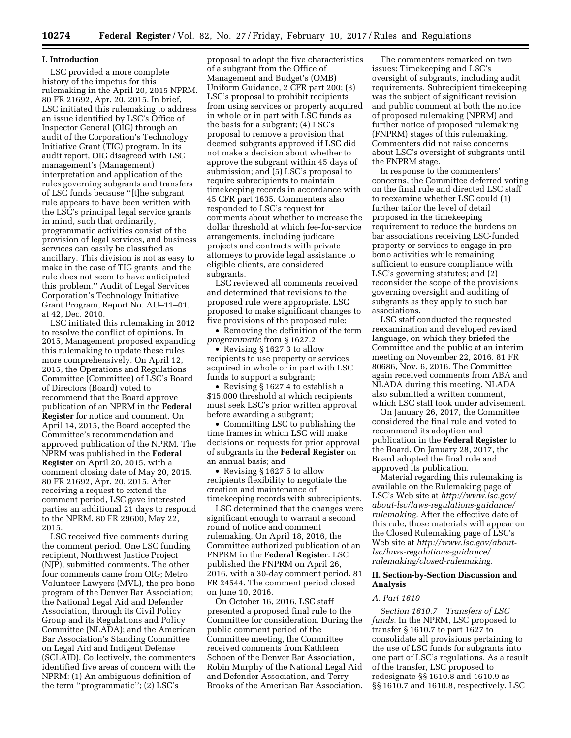## I. Introduction

LSC provided a more complete history of the impetus for this rulemaking in the April 20, 2015 NPRM. 80 FR 21692, Apr. 20, 2015. In brief, LSC initiated this rulemaking to address an issue identified by LSC's Office of Inspector General (OIG) through an audit of the Corporation's Technology Initiative Grant (TIG) program. In its audit report, OIG disagreed with LSC management's (Management) interpretation and application of the rules governing subgrants and transfers of LSC funds because ''[t]he subgrant rule appears to have been written with the LSC's principal legal service grants in mind, such that ordinarily, programmatic activities consist of the provision of legal services, and business services can easily be classified as ancillary. This division is not as easy to make in the case of TIG grants, and the rule does not seem to have anticipated this problem.'' Audit of Legal Services Corporation's Technology Initiative Grant Program, Report No. AU–11–01, at 42, Dec. 2010.

LSC initiated this rulemaking in 2012 to resolve the conflict of opinions. In 2015, Management proposed expanding this rulemaking to update these rules more comprehensively. On April 12, 2015, the Operations and Regulations Committee (Committee) of LSC's Board of Directors (Board) voted to recommend that the Board approve publication of an NPRM in the **Federal Register** for notice and comment. On April 14, 2015, the Board accepted the Committee's recommendation and approved publication of the NPRM. The NPRM was published in the **Federal Register** on April 20, 2015, with a comment closing date of May 20, 2015. 80 FR 21692, Apr. 20, 2015. After receiving a request to extend the comment period, LSC gave interested parties an additional 21 days to respond to the NPRM. 80 FR 29600, May 22, 2015.

LSC received five comments during the comment period. One LSC funding recipient, Northwest Justice Project (NJP), submitted comments. The other four comments came from OIG; Metro Volunteer Lawyers (MVL), the pro bono program of the Denver Bar Association; the National Legal Aid and Defender Association, through its Civil Policy Group and its Regulations and Policy Committee (NLADA); and the American Bar Association's Standing Committee on Legal Aid and Indigent Defense (SCLAID). Collectively, the commenters identified five areas of concern with the NPRM: (1) An ambiguous definition of the term ''programmatic''; (2) LSC's proposal to adopt the five characteristics of a subgrant from the Office of Management and Budget's (OMB) Uniform Guidance, 2 CFR part 200; (3) LSC's proposal to prohibit recipients from using services or property acquired in whole or in part with LSC funds as the basis for a subgrant; (4) LSC's proposal to remove a provision that deemed subgrants approved if LSC did not make a decision about whether to approve the subgrant within 45 days of submission; and (5) LSC's proposal to require subrecipients to maintain timekeeping records in accordance with 45 CFR part 1635. Commenters also responded to LSC's request for comments about whether to increase the dollar threshold at which fee-for-service arrangements, including judicare projects and contracts with private attorneys to provide legal assistance to eligible clients, are considered subgrants.

LSC reviewed all comments received and determined that revisions to the proposed rule were appropriate. LSC proposed to make significant changes to five provisions of the proposed rule:

- Removing the definition of the term *programmatic* from § 1627.2;
- Revising § 1627.3 to allow recipients to use property or services acquired in whole or in part with LSC funds to support a subgrant;
- Revising § 1627.4 to establish a $15,000 threshold at which recipients must seek LSC's prior written approval before awarding a subgrant;
- Committing LSC to publishing the time frames in which LSC will make decisions on requests for prior approval of subgrants in the **Federal Register** on an annual basis; and
- Revising § 1627.5 to allow recipients flexibility to negotiate the creation and maintenance of timekeeping records with subrecipients.

LSC determined that the changes were significant enough to warrant a second round of notice and comment rulemaking. On April 18, 2016, the Committee authorized publication of an FNPRM in the **Federal Register**. LSC published the FNPRM on April 26, 2016, with a 30-day comment period. 81 FR 24544. The comment period closed on June 10, 2016.

On October 16, 2016, LSC staff presented a proposed final rule to the Committee for consideration. During the public comment period of the Committee meeting, the Committee received comments from Kathleen Schoen of the Denver Bar Association, Robin Murphy of the National Legal Aid and Defender Association, and Terry Brooks of the American Bar Association.

The commenters remarked on two issues: Timekeeping and LSC's oversight of subgrants, including audit requirements. Subrecipient timekeeping was the subject of significant revision and public comment at both the notice of proposed rulemaking (NPRM) and further notice of proposed rulemaking (FNPRM) stages of this rulemaking. Commenters did not raise concerns about LSC's oversight of subgrants until the FNPRM stage.

In response to the commenters' concerns, the Committee deferred voting on the final rule and directed LSC staff to reexamine whether LSC could (1) further tailor the level of detail proposed in the timekeeping requirement to reduce the burdens on bar associations receiving LSC-funded property or services to engage in pro bono activities while remaining sufficient to ensure compliance with LSC's governing statutes; and (2) reconsider the scope of the provisions governing oversight and auditing of subgrants as they apply to such bar associations.

LSC staff conducted the requested reexamination and developed revised language, on which they briefed the Committee and the public at an interim meeting on November 22, 2016. 81 FR 80686, Nov. 6, 2016. The Committee again received comments from ABA and NLADA during this meeting. NLADA also submitted a written comment, which LSC staff took under advisement.

On January 26, 2017, the Committee considered the final rule and voted to recommend its adoption and publication in the **Federal Register** to the Board. On January 28, 2017, the Board adopted the final rule and approved its publication.

Material regarding this rulemaking is available on the Rulemaking page of LSC's Web site at *http://www.lsc.gov/about-lsc/laws-regulations-guidance/rulemaking.* After the effective date of this rule, those materials will appear on the Closed Rulemaking page of LSC's Web site at *http://www.lsc.gov/about-lsc/laws-regulations-guidance/rulemaking/closed-rulemaking.*

## II. Section-by-Section Discussion and Analysis

### *A. Part 1610*

*Section 1610.7 Transfers of LSC funds.* In the NPRM, LSC proposed to transfer § 1610.7 to part 1627 to consolidate all provisions pertaining to the use of LSC funds for subgrants into one part of LSC's regulations. As a result of the transfer, LSC proposed to redesignate §§ 1610.8 and 1610.9 as §§ 1610.7 and 1610.8, respectively. LSC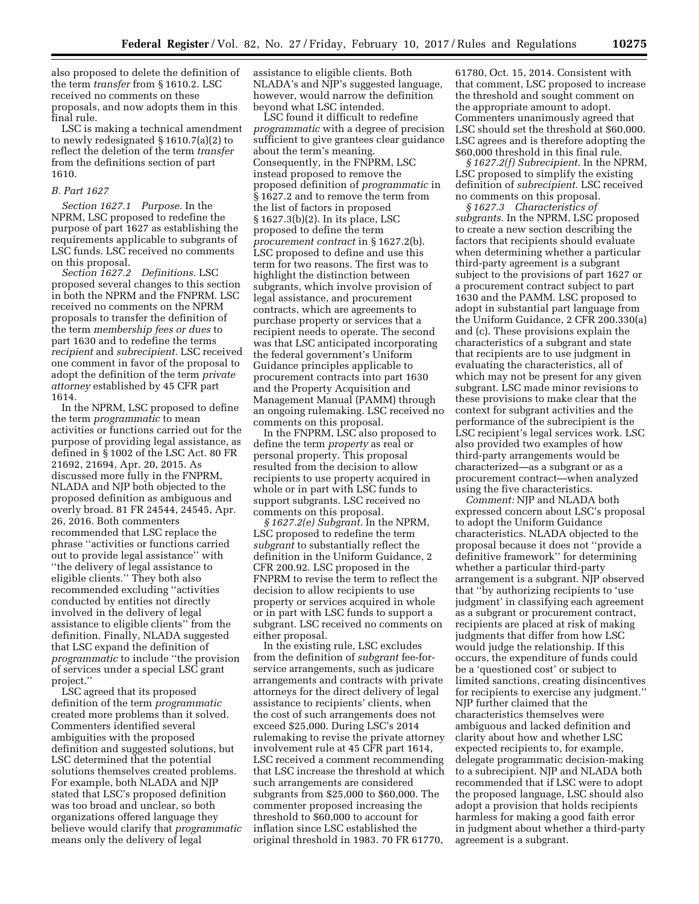also proposed to delete the definition of the term *transfer* from § 1610.2. LSC received no comments on these proposals, and now adopts them in this final rule.

LSC is making a technical amendment to newly redesignated § 1610.7(a)(2) to reflect the deletion of the term *transfer* from the definitions section of part 1610.

### B. Part 1627

*Section 1627.1 Purpose.* In the NPRM, LSC proposed to redefine the purpose of part 1627 as establishing the requirements applicable to subgrants of LSC funds. LSC received no comments on this proposal.

*Section 1627.2 Definitions.* LSC proposed several changes to this section in both the NPRM and the FNPRM. LSC received no comments on the NPRM proposals to transfer the definition of the term *membership fees or dues* to part 1630 and to redefine the terms *recipient* and *subrecipient.* LSC received one comment in favor of the proposal to adopt the definition of the term *private attorney* established by 45 CFR part 1614.

In the NPRM, LSC proposed to define the term *programmatic* to mean activities or functions carried out for the purpose of providing legal assistance, as defined in § 1002 of the LSC Act. 80 FR 21692, 21694, Apr. 20, 2015. As discussed more fully in the FNPRM, NLADA and NJP both objected to the proposed definition as ambiguous and overly broad. 81 FR 24544, 24545, Apr. 26, 2016. Both commenters recommended that LSC replace the phrase ''activities or functions carried out to provide legal assistance'' with ''the delivery of legal assistance to eligible clients.'' They both also recommended excluding ''activities conducted by entities not directly involved in the delivery of legal assistance to eligible clients'' from the definition. Finally, NLADA suggested that LSC expand the definition of *programmatic* to include ''the provision of services under a special LSC grant project.''

LSC agreed that its proposed definition of the term *programmatic* created more problems than it solved. Commenters identified several ambiguities with the proposed definition and suggested solutions, but LSC determined that the potential solutions themselves created problems. For example, both NLADA and NJP stated that LSC's proposed definition was too broad and unclear, so both organizations offered language they believe would clarify that *programmatic* means only the delivery of legal assistance to eligible clients. Both NLADA's and NJP's suggested language, however, would narrow the definition beyond what LSC intended.

LSC found it difficult to redefine *programmatic* with a degree of precision sufficient to give grantees clear guidance about the term's meaning. Consequently, in the FNPRM, LSC instead proposed to remove the proposed definition of *programmatic* in § 1627.2 and to remove the term from the list of factors in proposed § 1627.3(b)(2). In its place, LSC proposed to define the term *procurement contract* in § 1627.2(b). LSC proposed to define and use this term for two reasons. The first was to highlight the distinction between subgrants, which involve provision of legal assistance, and procurement contracts, which are agreements to purchase property or services that a recipient needs to operate. The second was that LSC anticipated incorporating the federal government's Uniform Guidance principles applicable to procurement contracts into part 1630 and the Property Acquisition and Management Manual (PAMM) through an ongoing rulemaking. LSC received no comments on this proposal.

In the FNPRM, LSC also proposed to define the term *property* as real or personal property. This proposal resulted from the decision to allow recipients to use property acquired in whole or in part with LSC funds to support subgrants. LSC received no comments on this proposal.

*§ 1627.2(e) Subgrant.* In the NPRM, LSC proposed to redefine the term *subgrant* to substantially reflect the definition in the Uniform Guidance, 2 CFR 200.92. LSC proposed in the FNPRM to revise the term to reflect the decision to allow recipients to use property or services acquired in whole or in part with LSC funds to support a subgrant. LSC received no comments on either proposal.

In the existing rule, LSC excludes from the definition of *subgrant* fee-for-service arrangements, such as judicare arrangements and contracts with private attorneys for the direct delivery of legal assistance to recipients' clients, when the cost of such arrangements does not exceed $25,000. During LSC's 2014 rulemaking to revise the private attorney involvement rule at 45 CFR part 1614, LSC received a comment recommending that LSC increase the threshold at which such arrangements are considered subgrants from $25,000 to $60,000. The commenter proposed increasing the threshold to $60,000 to account for inflation since LSC established the original threshold in 1983. 70 FR 61770, 61780, Oct. 15, 2014. Consistent with that comment, LSC proposed to increase the threshold and sought comment on the appropriate amount to adopt. Commenters unanimously agreed that LSC should set the threshold at $60,000. LSC agrees and is therefore adopting the $60,000 threshold in this final rule.

*§ 1627.2(f) Subrecipient.* In the NPRM, LSC proposed to simplify the existing definition of *subrecipient.* LSC received no comments on this proposal.

*§ 1627.3 Characteristics of subgrants.* In the NPRM, LSC proposed to create a new section describing the factors that recipients should evaluate when determining whether a particular third-party agreement is a subgrant subject to the provisions of part 1627 or a procurement contract subject to part 1630 and the PAMM. LSC proposed to adopt in substantial part language from the Uniform Guidance, 2 CFR 200.330(a) and (c). These provisions explain the characteristics of a subgrant and state that recipients are to use judgment in evaluating the characteristics, all of which may not be present for any given subgrant. LSC made minor revisions to these provisions to make clear that the context for subgrant activities and the performance of the subrecipient is the LSC recipient's legal services work. LSC also provided two examples of how third-party arrangements would be characterized—as a subgrant or as a procurement contract—when analyzed using the five characteristics.

*Comment:* NJP and NLADA both expressed concern about LSC's proposal to adopt the Uniform Guidance characteristics. NLADA objected to the proposal because it does not ''provide a definitive framework'' for determining whether a particular third-party arrangement is a subgrant. NJP observed that ''by authorizing recipients to 'use judgment' in classifying each agreement as a subgrant or procurement contract, recipients are placed at risk of making judgments that differ from how LSC would judge the relationship. If this occurs, the expenditure of funds could be a 'questioned cost' or subject to limited sanctions, creating disincentives for recipients to exercise any judgment.'' NJP further claimed that the characteristics themselves were ambiguous and lacked definition and clarity about how and whether LSC expected recipients to, for example, delegate programmatic decision-making to a subrecipient. NJP and NLADA both recommended that if LSC were to adopt the proposed language, LSC should also adopt a provision that holds recipients harmless for making a good faith error in judgment about whether a third-party agreement is a subgrant.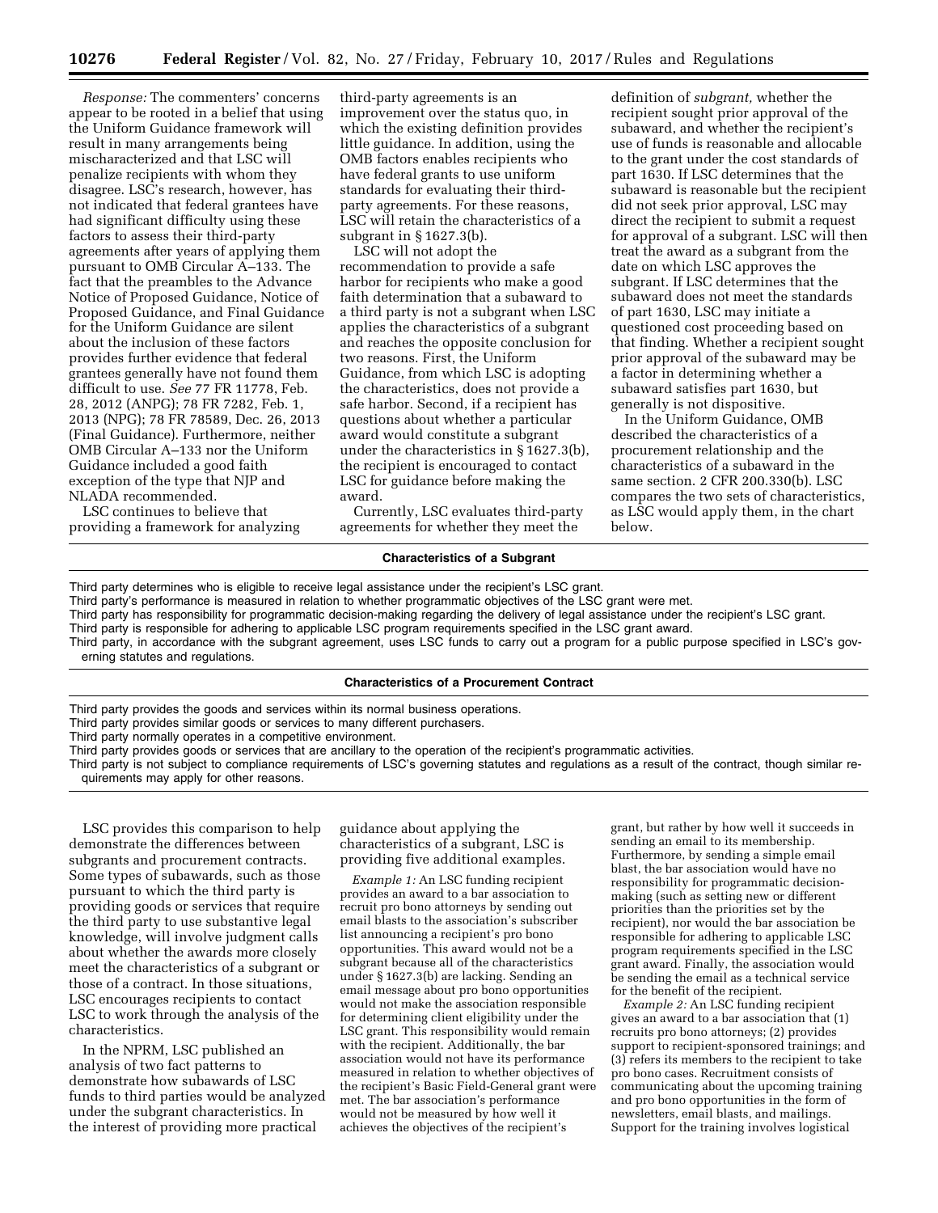*Response:* The commenters' concerns appear to be rooted in a belief that using the Uniform Guidance framework will result in many arrangements being mischaracterized and that LSC will penalize recipients with whom they disagree. LSC's research, however, has not indicated that federal grantees have had significant difficulty using these factors to assess their third-party agreements after years of applying them pursuant to OMB Circular A–133. The fact that the preambles to the Advance Notice of Proposed Guidance, Notice of Proposed Guidance, and Final Guidance for the Uniform Guidance are silent about the inclusion of these factors provides further evidence that federal grantees generally have not found them difficult to use. *See* 77 FR 11778, Feb. 28, 2012 (ANPG); 78 FR 7282, Feb. 1, 2013 (NPG); 78 FR 78589, Dec. 26, 2013 (Final Guidance). Furthermore, neither OMB Circular A–133 nor the Uniform Guidance included a good faith exception of the type that NJP and NLADA recommended.

LSC continues to believe that providing a framework for analyzing third-party agreements is an improvement over the status quo, in which the existing definition provides little guidance. In addition, using the OMB factors enables recipients who have federal grants to use uniform standards for evaluating their third-party agreements. For these reasons, LSC will retain the characteristics of a subgrant in § 1627.3(b).

LSC will not adopt the recommendation to provide a safe harbor for recipients who make a good faith determination that a subaward to a third party is not a subgrant when LSC applies the characteristics of a subgrant and reaches the opposite conclusion for two reasons. First, the Uniform Guidance, from which LSC is adopting the characteristics, does not provide a safe harbor. Second, if a recipient has questions about whether a particular award would constitute a subgrant under the characteristics in § 1627.3(b), the recipient is encouraged to contact LSC for guidance before making the award.

Currently, LSC evaluates third-party agreements for whether they meet the definition of *subgrant,* whether the recipient sought prior approval of the subaward, and whether the recipient's use of funds is reasonable and allocable to the grant under the cost standards of part 1630. If LSC determines that the subaward is reasonable but the recipient did not seek prior approval, LSC may direct the recipient to submit a request for approval of a subgrant. LSC will then treat the award as a subgrant from the date on which LSC approves the subgrant. If LSC determines that the subaward does not meet the standards of part 1630, LSC may initiate a questioned cost proceeding based on that finding. Whether a recipient sought prior approval of the subaward may be a factor in determining whether a subaward satisfies part 1630, but generally is not dispositive.

In the Uniform Guidance, OMB described the characteristics of a procurement relationship and the characteristics of a subaward in the same section. 2 CFR 200.330(b). LSC compares the two sets of characteristics, as LSC would apply them, in the chart below.

| Characteristics of a Subgrant |
| --- |
| Third party determines who is eligible to receive legal assistance under the recipient's LSC grant. |
| Third party's performance is measured in relation to whether programmatic objectives of the LSC grant were met. |
| Third party has responsibility for programmatic decision-making regarding the delivery of legal assistance under the recipient's LSC grant. |
| Third party is responsible for adhering to applicable LSC program requirements specified in the LSC grant award. |
| Third party, in accordance with the subgrant agreement, uses LSC funds to carry out a program for a public purpose specified in LSC's governing statutes and regulations. |

| Characteristics of a Procurement Contract |
| --- |
| Third party provides the goods and services within its normal business operations. |
| Third party provides similar goods or services to many different purchasers. |
| Third party normally operates in a competitive environment. |
| Third party provides goods or services that are ancillary to the operation of the recipient's programmatic activities. |
| Third party is not subject to compliance requirements of LSC's governing statutes and regulations as a result of the contract, though similar requirements may apply for other reasons. |

LSC provides this comparison to help demonstrate the differences between subgrants and procurement contracts. Some types of subawards, such as those pursuant to which the third party is providing goods or services that require the third party to use substantive legal knowledge, will involve judgment calls about whether the awards more closely meet the characteristics of a subgrant or those of a contract. In those situations, LSC encourages recipients to contact LSC to work through the analysis of the characteristics.

In the NPRM, LSC published an analysis of two fact patterns to demonstrate how subawards of LSC funds to third parties would be analyzed under the subgrant characteristics. In the interest of providing more practical guidance about applying the characteristics of a subgrant, LSC is providing five additional examples.

*Example 1:* An LSC funding recipient provides an award to a bar association to recruit pro bono attorneys by sending out email blasts to the association's subscriber list announcing a recipient's pro bono opportunities. This award would not be a subgrant because all of the characteristics under § 1627.3(b) are lacking. Sending an email message about pro bono opportunities would not make the association responsible for determining client eligibility under the LSC grant. This responsibility would remain with the recipient. Additionally, the bar association would not have its performance measured in relation to whether objectives of the recipient's Basic Field-General grant were met. The bar association's performance would not be measured by how well it achieves the objectives of the recipient's grant, but rather by how well it succeeds in sending an email to its membership. Furthermore, by sending a simple email blast, the bar association would have no responsibility for programmatic decision-making (such as setting new or different priorities than the priorities set by the recipient), nor would the bar association be responsible for adhering to applicable LSC program requirements specified in the LSC grant award. Finally, the association would be sending the email as a technical service for the benefit of the recipient.

*Example 2:* An LSC funding recipient gives an award to a bar association that (1) recruits pro bono attorneys; (2) provides support to recipient-sponsored trainings; and (3) refers its members to the recipient to take pro bono cases. Recruitment consists of communicating about the upcoming training and pro bono opportunities in the form of newsletters, email blasts, and mailings. Support for the training involves logistical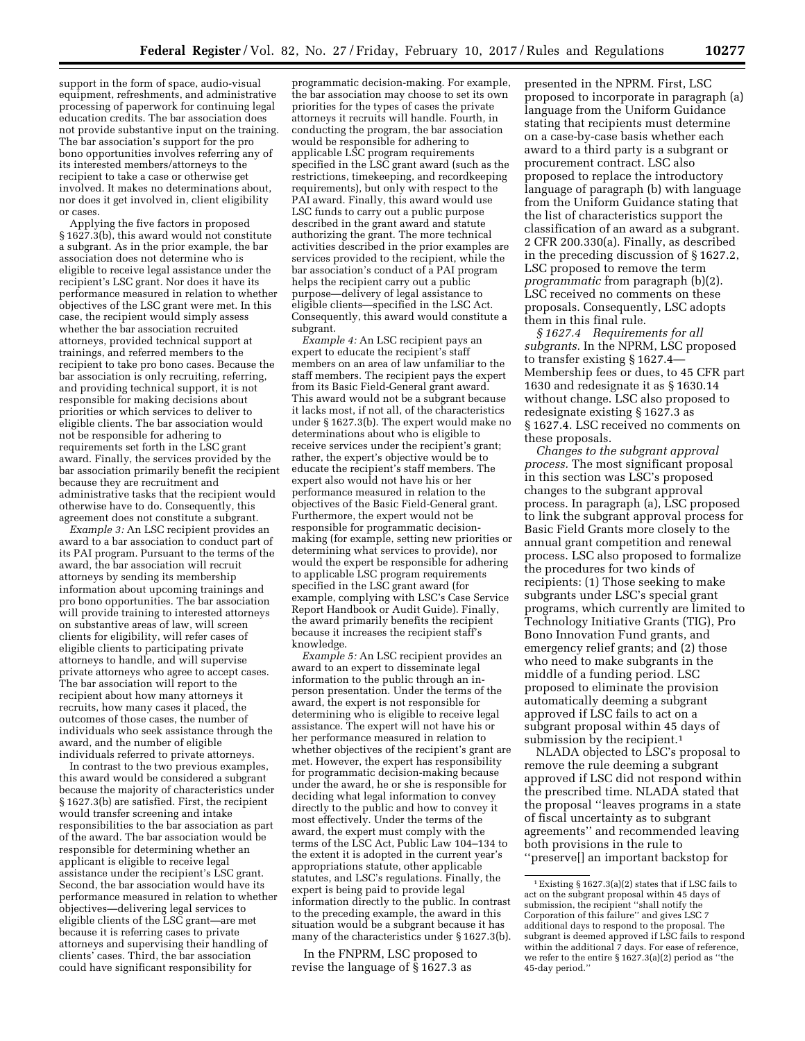support in the form of space, audio-visual equipment, refreshments, and administrative processing of paperwork for continuing legal education credits. The bar association does not provide substantive input on the training. The bar association's support for the pro bono opportunities involves referring any of its interested members/attorneys to the recipient to take a case or otherwise get involved. It makes no determinations about, nor does it get involved in, client eligibility or cases.

Applying the five factors in proposed § 1627.3(b), this award would not constitute a subgrant. As in the prior example, the bar association does not determine who is eligible to receive legal assistance under the recipient's LSC grant. Nor does it have its performance measured in relation to whether objectives of the LSC grant were met. In this case, the recipient would simply assess whether the bar association recruited attorneys, provided technical support at trainings, and referred members to the recipient to take pro bono cases. Because the bar association is only recruiting, referring, and providing technical support, it is not responsible for making decisions about priorities or which services to deliver to eligible clients. The bar association would not be responsible for adhering to requirements set forth in the LSC grant award. Finally, the services provided by the bar association primarily benefit the recipient because they are recruitment and administrative tasks that the recipient would otherwise have to do. Consequently, this agreement does not constitute a subgrant.

*Example 3:* An LSC recipient provides an award to a bar association to conduct part of its PAI program. Pursuant to the terms of the award, the bar association will recruit attorneys by sending its membership information about upcoming trainings and pro bono opportunities. The bar association will provide training to interested attorneys on substantive areas of law, will screen clients for eligibility, will refer cases of eligible clients to participating private attorneys to handle, and will supervise private attorneys who agree to accept cases. The bar association will report to the recipient about how many attorneys it recruits, how many cases it placed, the outcomes of those cases, the number of individuals who seek assistance through the award, and the number of eligible individuals referred to private attorneys.

In contrast to the two previous examples, this award would be considered a subgrant because the majority of characteristics under § 1627.3(b) are satisfied. First, the recipient would transfer screening and intake responsibilities to the bar association as part of the award. The bar association would be responsible for determining whether an applicant is eligible to receive legal assistance under the recipient's LSC grant. Second, the bar association would have its performance measured in relation to whether objectives—delivering legal services to eligible clients of the LSC grant—are met because it is referring cases to private attorneys and supervising their handling of clients' cases. Third, the bar association could have significant responsibility for programmatic decision-making. For example, the bar association may choose to set its own priorities for the types of cases the private attorneys it recruits will handle. Fourth, in conducting the program, the bar association would be responsible for adhering to applicable LSC program requirements specified in the LSC grant award (such as the restrictions, timekeeping, and recordkeeping requirements), but only with respect to the PAI award. Finally, this award would use LSC funds to carry out a public purpose described in the grant award and statute authorizing the grant. The more technical activities described in the prior examples are services provided to the recipient, while the bar association's conduct of a PAI program helps the recipient carry out a public purpose—delivery of legal assistance to eligible clients—specified in the LSC Act. Consequently, this award would constitute a subgrant.

*Example 4:* An LSC recipient pays an expert to educate the recipient's staff members on an area of law unfamiliar to the staff members. The recipient pays the expert from its Basic Field-General grant award. This award would not be a subgrant because it lacks most, if not all, of the characteristics under § 1627.3(b). The expert would make no determinations about who is eligible to receive services under the recipient's grant; rather, the expert's objective would be to educate the recipient's staff members. The expert also would not have his or her performance measured in relation to the objectives of the Basic Field-General grant. Furthermore, the expert would not be responsible for programmatic decision-making (for example, setting new priorities or determining what services to provide), nor would the expert be responsible for adhering to applicable LSC program requirements specified in the LSC grant award (for example, complying with LSC's Case Service Report Handbook or Audit Guide). Finally, the award primarily benefits the recipient because it increases the recipient staff's knowledge.

*Example 5:* An LSC recipient provides an award to an expert to disseminate legal information to the public through an in-person presentation. Under the terms of the award, the expert is not responsible for determining who is eligible to receive legal assistance. The expert will not have his or her performance measured in relation to whether objectives of the recipient's grant are met. However, the expert has responsibility for programmatic decision-making because under the award, he or she is responsible for deciding what legal information to convey directly to the public and how to convey it most effectively. Under the terms of the award, the expert must comply with the terms of the LSC Act, Public Law 104–134 to the extent it is adopted in the current year's appropriations statute, other applicable statutes, and LSC's regulations. Finally, the expert is being paid to provide legal information directly to the public. In contrast to the preceding example, the award in this situation would be a subgrant because it has many of the characteristics under § 1627.3(b).

In the FNPRM, LSC proposed to revise the language of § 1627.3 as presented in the NPRM. First, LSC proposed to incorporate in paragraph (a) language from the Uniform Guidance stating that recipients must determine on a case-by-case basis whether each award to a third party is a subgrant or procurement contract. LSC also proposed to replace the introductory language of paragraph (b) with language from the Uniform Guidance stating that the list of characteristics support the classification of an award as a subgrant. 2 CFR 200.330(a). Finally, as described in the preceding discussion of § 1627.2, LSC proposed to remove the term *programmatic* from paragraph (b)(2). LSC received no comments on these proposals. Consequently, LSC adopts them in this final rule.

*§ 1627.4 Requirements for all subgrants.* In the NPRM, LSC proposed to transfer existing § 1627.4—Membership fees or dues, to 45 CFR part 1630 and redesignate it as § 1630.14 without change. LSC also proposed to redesignate existing § 1627.3 as § 1627.4. LSC received no comments on these proposals.

*Changes to the subgrant approval process.* The most significant proposal in this section was LSC's proposed changes to the subgrant approval process. In paragraph (a), LSC proposed to link the subgrant approval process for Basic Field Grants more closely to the annual grant competition and renewal process. LSC also proposed to formalize the procedures for two kinds of recipients: (1) Those seeking to make subgrants under LSC's special grant programs, which currently are limited to Technology Initiative Grants (TIG), Pro Bono Innovation Fund grants, and emergency relief grants; and (2) those who need to make subgrants in the middle of a funding period. LSC proposed to eliminate the provision automatically deeming a subgrant approved if LSC fails to act on a subgrant proposal within 45 days of submission by the recipient.[1]

NLADA objected to LSC's proposal to remove the rule deeming a subgrant approved if LSC did not respond within the prescribed time. NLADA stated that the proposal ''leaves programs in a state of fiscal uncertainty as to subgrant agreements'' and recommended leaving both provisions in the rule to ''preserve[] an important backstop for

[1] Existing § 1627.3(a)(2) states that if LSC fails to act on the subgrant proposal within 45 days of submission, the recipient ''shall notify the Corporation of this failure'' and gives LSC 7 additional days to respond to the proposal. The subgrant is deemed approved if LSC fails to respond within the additional 7 days. For ease of reference, we refer to the entire § 1627.3(a)(2) period as ''the 45-day period.''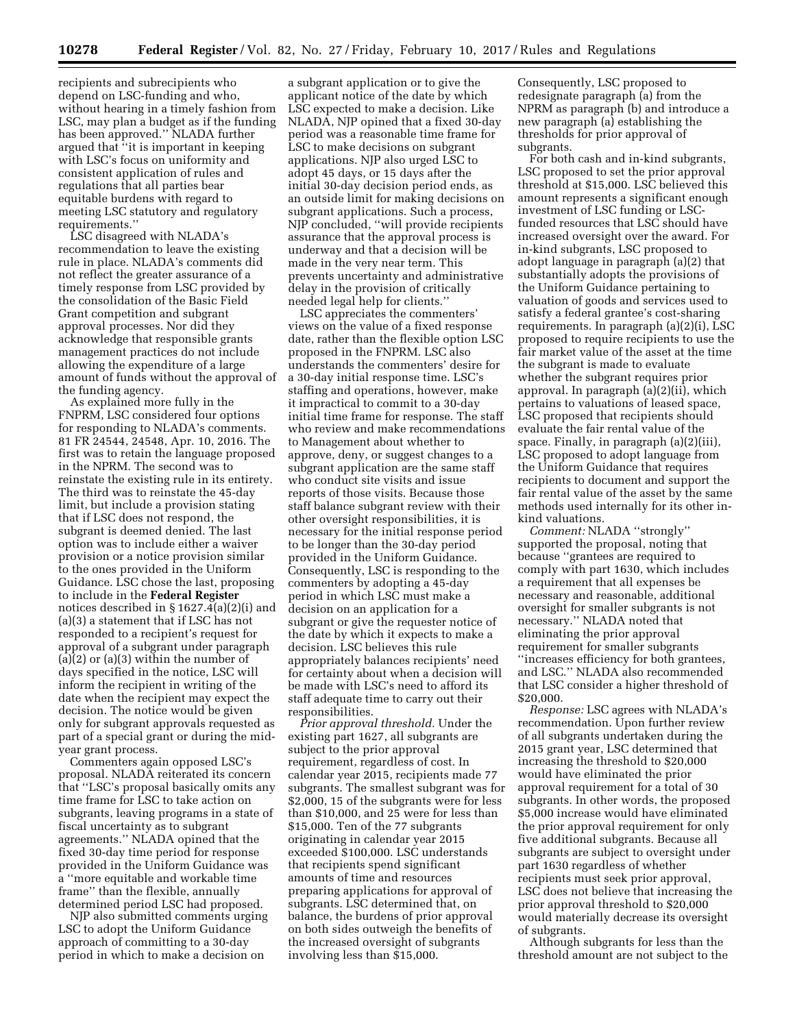recipients and subrecipients who depend on LSC-funding and who, without hearing in a timely fashion from LSC, may plan a budget as if the funding has been approved.'' NLADA further argued that ''it is important in keeping with LSC's focus on uniformity and consistent application of rules and regulations that all parties bear equitable burdens with regard to meeting LSC statutory and regulatory requirements.''

LSC disagreed with NLADA's recommendation to leave the existing rule in place. NLADA's comments did not reflect the greater assurance of a timely response from LSC provided by the consolidation of the Basic Field Grant competition and subgrant approval processes. Nor did they acknowledge that responsible grants management practices do not include allowing the expenditure of a large amount of funds without the approval of the funding agency.

As explained more fully in the FNPRM, LSC considered four options for responding to NLADA's comments. 81 FR 24544, 24548, Apr. 10, 2016. The first was to retain the language proposed in the NPRM. The second was to reinstate the existing rule in its entirety. The third was to reinstate the 45-day limit, but include a provision stating that if LSC does not respond, the subgrant is deemed denied. The last option was to include either a waiver provision or a notice provision similar to the ones provided in the Uniform Guidance. LSC chose the last, proposing to include in the **Federal Register** notices described in § 1627.4(a)(2)(i) and (a)(3) a statement that if LSC has not responded to a recipient's request for approval of a subgrant under paragraph (a)(2) or (a)(3) within the number of days specified in the notice, LSC will inform the recipient in writing of the date when the recipient may expect the decision. The notice would be given only for subgrant approvals requested as part of a special grant or during the mid-year grant process.

Commenters again opposed LSC's proposal. NLADA reiterated its concern that ''LSC's proposal basically omits any time frame for LSC to take action on subgrants, leaving programs in a state of fiscal uncertainty as to subgrant agreements.'' NLADA opined that the fixed 30-day time period for response provided in the Uniform Guidance was a ''more equitable and workable time frame'' than the flexible, annually determined period LSC had proposed.

NJP also submitted comments urging LSC to adopt the Uniform Guidance approach of committing to a 30-day period in which to make a decision on a subgrant application or to give the applicant notice of the date by which LSC expected to make a decision. Like NLADA, NJP opined that a fixed 30-day period was a reasonable time frame for LSC to make decisions on subgrant applications. NJP also urged LSC to adopt 45 days, or 15 days after the initial 30-day decision period ends, as an outside limit for making decisions on subgrant applications. Such a process, NJP concluded, ''will provide recipients assurance that the approval process is underway and that a decision will be made in the very near term. This prevents uncertainty and administrative delay in the provision of critically needed legal help for clients.''

LSC appreciates the commenters' views on the value of a fixed response date, rather than the flexible option LSC proposed in the FNPRM. LSC also understands the commenters' desire for a 30-day initial response time. LSC's staffing and operations, however, make it impractical to commit to a 30-day initial time frame for response. The staff who review and make recommendations to Management about whether to approve, deny, or suggest changes to a subgrant application are the same staff who conduct site visits and issue reports of those visits. Because those staff balance subgrant review with their other oversight responsibilities, it is necessary for the initial response period to be longer than the 30-day period provided in the Uniform Guidance. Consequently, LSC is responding to the commenters by adopting a 45-day period in which LSC must make a decision on an application for a subgrant or give the requester notice of the date by which it expects to make a decision. LSC believes this rule appropriately balances recipients' need for certainty about when a decision will be made with LSC's need to afford its staff adequate time to carry out their responsibilities.

*Prior approval threshold.* Under the existing part 1627, all subgrants are subject to the prior approval requirement, regardless of cost. In calendar year 2015, recipients made 77 subgrants. The smallest subgrant was for $2,000, 15 of the subgrants were for less than $10,000, and 25 were for less than $15,000. Ten of the 77 subgrants originating in calendar year 2015 exceeded $100,000. LSC understands that recipients spend significant amounts of time and resources preparing applications for approval of subgrants. LSC determined that, on balance, the burdens of prior approval on both sides outweigh the benefits of the increased oversight of subgrants involving less than $15,000. Consequently, LSC proposed to redesignate paragraph (a) from the NPRM as paragraph (b) and introduce a new paragraph (a) establishing the thresholds for prior approval of subgrants.

For both cash and in-kind subgrants, LSC proposed to set the prior approval threshold at $15,000. LSC believed this amount represents a significant enough investment of LSC funding or LSC-funded resources that LSC should have increased oversight over the award. For in-kind subgrants, LSC proposed to adopt language in paragraph (a)(2) that substantially adopts the provisions of the Uniform Guidance pertaining to valuation of goods and services used to satisfy a federal grantee's cost-sharing requirements. In paragraph (a)(2)(i), LSC proposed to require recipients to use the fair market value of the asset at the time the subgrant is made to evaluate whether the subgrant requires prior approval. In paragraph (a)(2)(ii), which pertains to valuations of leased space, LSC proposed that recipients should evaluate the fair rental value of the space. Finally, in paragraph (a)(2)(iii), LSC proposed to adopt language from the Uniform Guidance that requires recipients to document and support the fair rental value of the asset by the same methods used internally for its other in-kind valuations.

*Comment:* NLADA ''strongly'' supported the proposal, noting that because ''grantees are required to comply with part 1630, which includes a requirement that all expenses be necessary and reasonable, additional oversight for smaller subgrants is not necessary.'' NLADA noted that eliminating the prior approval requirement for smaller subgrants ''increases efficiency for both grantees, and LSC.'' NLADA also recommended that LSC consider a higher threshold of $20,000.

*Response:* LSC agrees with NLADA's recommendation. Upon further review of all subgrants undertaken during the 2015 grant year, LSC determined that increasing the threshold to $20,000 would have eliminated the prior approval requirement for a total of 30 subgrants. In other words, the proposed $5,000 increase would have eliminated the prior approval requirement for only five additional subgrants. Because all subgrants are subject to oversight under part 1630 regardless of whether recipients must seek prior approval, LSC does not believe that increasing the prior approval threshold to $20,000 would materially decrease its oversight of subgrants.

Although subgrants for less than the threshold amount are not subject to the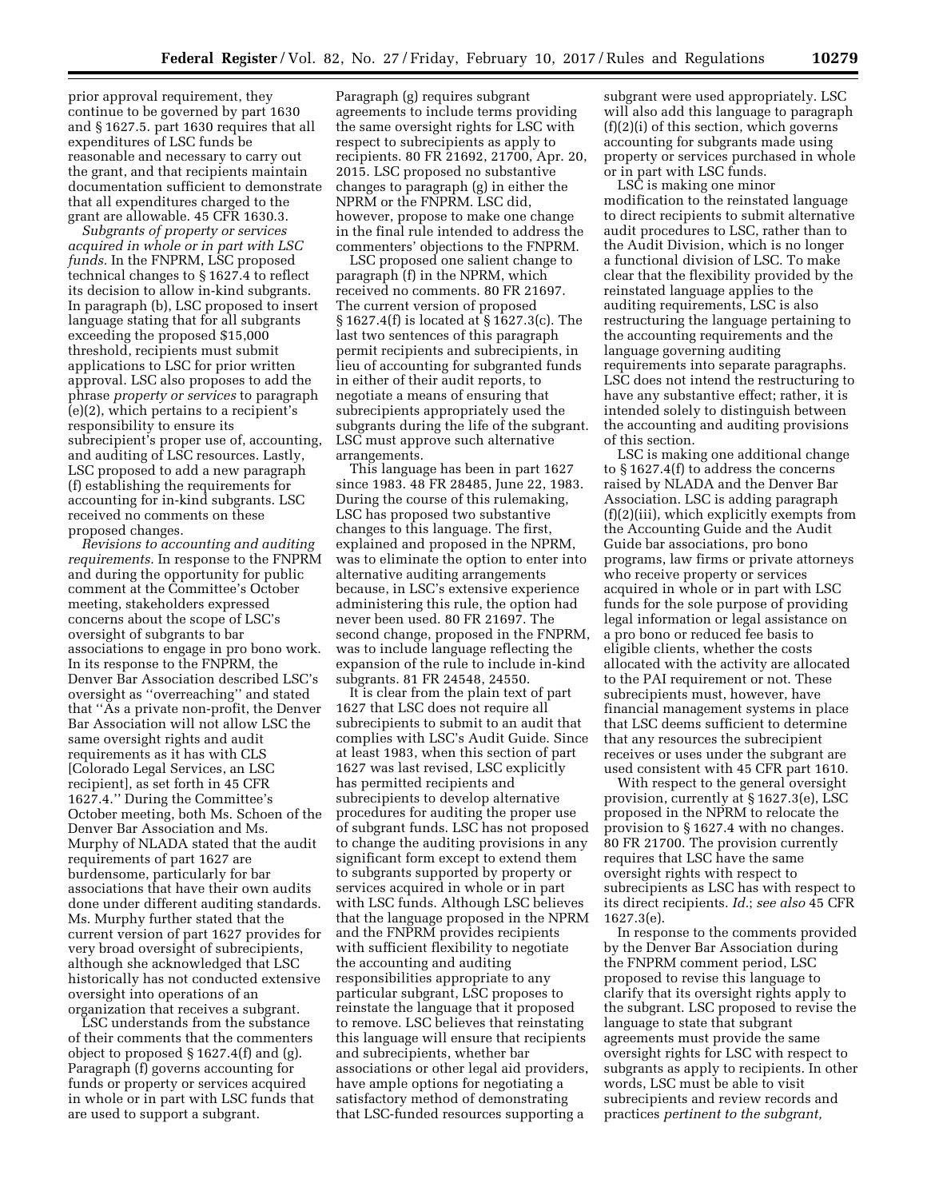prior approval requirement, they continue to be governed by part 1630 and § 1627.5. part 1630 requires that all expenditures of LSC funds be reasonable and necessary to carry out the grant, and that recipients maintain documentation sufficient to demonstrate that all expenditures charged to the grant are allowable. 45 CFR 1630.3.

*Subgrants of property or services acquired in whole or in part with LSC funds.* In the FNPRM, LSC proposed technical changes to § 1627.4 to reflect its decision to allow in-kind subgrants. In paragraph (b), LSC proposed to insert language stating that for all subgrants exceeding the proposed $15,000 threshold, recipients must submit applications to LSC for prior written approval. LSC also proposes to add the phrase *property or services* to paragraph (e)(2), which pertains to a recipient's responsibility to ensure its subrecipient's proper use of, accounting, and auditing of LSC resources. Lastly, LSC proposed to add a new paragraph (f) establishing the requirements for accounting for in-kind subgrants. LSC received no comments on these proposed changes.

*Revisions to accounting and auditing requirements.* In response to the FNPRM and during the opportunity for public comment at the Committee's October meeting, stakeholders expressed concerns about the scope of LSC's oversight of subgrants to bar associations to engage in pro bono work. In its response to the FNPRM, the Denver Bar Association described LSC's oversight as ''overreaching'' and stated that ''As a private non-profit, the Denver Bar Association will not allow LSC the same oversight rights and audit requirements as it has with CLS [Colorado Legal Services, an LSC recipient], as set forth in 45 CFR 1627.4.'' During the Committee's October meeting, both Ms. Schoen of the Denver Bar Association and Ms. Murphy of NLADA stated that the audit requirements of part 1627 are burdensome, particularly for bar associations that have their own audits done under different auditing standards. Ms. Murphy further stated that the current version of part 1627 provides for very broad oversight of subrecipients, although she acknowledged that LSC historically has not conducted extensive oversight into operations of an organization that receives a subgrant.

LSC understands from the substance of their comments that the commenters object to proposed § 1627.4(f) and (g). Paragraph (f) governs accounting for funds or property or services acquired in whole or in part with LSC funds that are used to support a subgrant. Paragraph (g) requires subgrant agreements to include terms providing the same oversight rights for LSC with respect to subrecipients as apply to recipients. 80 FR 21692, 21700, Apr. 20, 2015. LSC proposed no substantive changes to paragraph (g) in either the NPRM or the FNPRM. LSC did, however, propose to make one change in the final rule intended to address the commenters' objections to the FNPRM.

LSC proposed one salient change to paragraph (f) in the NPRM, which received no comments. 80 FR 21697. The current version of proposed § 1627.4(f) is located at § 1627.3(c). The last two sentences of this paragraph permit recipients and subrecipients, in lieu of accounting for subgranted funds in either of their audit reports, to negotiate a means of ensuring that subrecipients appropriately used the subgrants during the life of the subgrant. LSC must approve such alternative arrangements.

This language has been in part 1627 since 1983. 48 FR 28485, June 22, 1983. During the course of this rulemaking, LSC has proposed two substantive changes to this language. The first, explained and proposed in the NPRM, was to eliminate the option to enter into alternative auditing arrangements because, in LSC's extensive experience administering this rule, the option had never been used. 80 FR 21697. The second change, proposed in the FNPRM, was to include language reflecting the expansion of the rule to include in-kind subgrants. 81 FR 24548, 24550.

It is clear from the plain text of part 1627 that LSC does not require all subrecipients to submit to an audit that complies with LSC's Audit Guide. Since at least 1983, when this section of part 1627 was last revised, LSC explicitly has permitted recipients and subrecipients to develop alternative procedures for auditing the proper use of subgrant funds. LSC has not proposed to change the auditing provisions in any significant form except to extend them to subgrants supported by property or services acquired in whole or in part with LSC funds. Although LSC believes that the language proposed in the NPRM and the FNPRM provides recipients with sufficient flexibility to negotiate the accounting and auditing responsibilities appropriate to any particular subgrant, LSC proposes to reinstate the language that it proposed to remove. LSC believes that reinstating this language will ensure that recipients and subrecipients, whether bar associations or other legal aid providers, have ample options for negotiating a satisfactory method of demonstrating that LSC-funded resources supporting a subgrant were used appropriately. LSC will also add this language to paragraph (f)(2)(i) of this section, which governs accounting for subgrants made using property or services purchased in whole or in part with LSC funds.

LSC is making one minor modification to the reinstated language to direct recipients to submit alternative audit procedures to LSC, rather than to the Audit Division, which is no longer a functional division of LSC. To make clear that the flexibility provided by the reinstated language applies to the auditing requirements, LSC is also restructuring the language pertaining to the accounting requirements and the language governing auditing requirements into separate paragraphs. LSC does not intend the restructuring to have any substantive effect; rather, it is intended solely to distinguish between the accounting and auditing provisions of this section.

LSC is making one additional change to § 1627.4(f) to address the concerns raised by NLADA and the Denver Bar Association. LSC is adding paragraph (f)(2)(iii), which explicitly exempts from the Accounting Guide and the Audit Guide bar associations, pro bono programs, law firms or private attorneys who receive property or services acquired in whole or in part with LSC funds for the sole purpose of providing legal information or legal assistance on a pro bono or reduced fee basis to eligible clients, whether the costs allocated with the activity are allocated to the PAI requirement or not. These subrecipients must, however, have financial management systems in place that LSC deems sufficient to determine that any resources the subrecipient receives or uses under the subgrant are used consistent with 45 CFR part 1610.

With respect to the general oversight provision, currently at § 1627.3(e), LSC proposed in the NPRM to relocate the provision to § 1627.4 with no changes. 80 FR 21700. The provision currently requires that LSC have the same oversight rights with respect to subrecipients as LSC has with respect to its direct recipients. *Id.*; *see also* 45 CFR 1627.3(e).

In response to the comments provided by the Denver Bar Association during the FNPRM comment period, LSC proposed to revise this language to clarify that its oversight rights apply to the subgrant. LSC proposed to revise the language to state that subgrant agreements must provide the same oversight rights for LSC with respect to subgrants as apply to recipients. In other words, LSC must be able to visit subrecipients and review records and practices *pertinent to the subgrant,*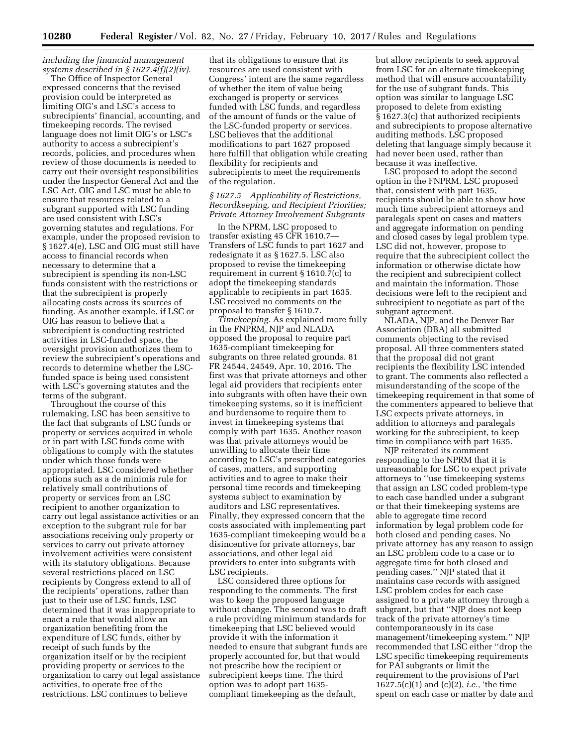*including the financial management systems described in § 1627.4(f)(2)(iv).*

The Office of Inspector General expressed concerns that the revised provision could be interpreted as limiting OIG's and LSC's access to subrecipients' financial, accounting, and timekeeping records. The revised language does not limit OIG's or LSC's authority to access a subrecipient's records, policies, and procedures when review of those documents is needed to carry out their oversight responsibilities under the Inspector General Act and the LSC Act. OIG and LSC must be able to ensure that resources related to a subgrant supported with LSC funding are used consistent with LSC's governing statutes and regulations. For example, under the proposed revision to § 1627.4(e), LSC and OIG must still have access to financial records when necessary to determine that a subrecipient is spending its non-LSC funds consistent with the restrictions or that the subrecipient is properly allocating costs across its sources of funding. As another example, if LSC or OIG has reason to believe that a subrecipient is conducting restricted activities in LSC-funded space, the oversight provision authorizes them to review the subrecipient's operations and records to determine whether the LSC-funded space is being used consistent with LSC's governing statutes and the terms of the subgrant.

Throughout the course of this rulemaking, LSC has been sensitive to the fact that subgrants of LSC funds or property or services acquired in whole or in part with LSC funds come with obligations to comply with the statutes under which those funds were appropriated. LSC considered whether options such as a de minimis rule for relatively small contributions of property or services from an LSC recipient to another organization to carry out legal assistance activities or an exception to the subgrant rule for bar associations receiving only property or services to carry out private attorney involvement activities were consistent with its statutory obligations. Because several restrictions placed on LSC recipients by Congress extend to all of the recipients' operations, rather than just to their use of LSC funds, LSC determined that it was inappropriate to enact a rule that would allow an organization benefiting from the expenditure of LSC funds, either by receipt of such funds by the organization itself or by the recipient providing property or services to the organization to carry out legal assistance activities, to operate free of the restrictions. LSC continues to believe that its obligations to ensure that its resources are used consistent with Congress' intent are the same regardless of whether the item of value being exchanged is property or services funded with LSC funds, and regardless of the amount of funds or the value of the LSC-funded property or services. LSC believes that the additional modifications to part 1627 proposed here fulfill that obligation while creating flexibility for recipients and subrecipients to meet the requirements of the regulation.

### *§ 1627.5 Applicability of Restrictions, Recordkeeping, and Recipient Priorities; Private Attorney Involvement Subgrants*

In the NPRM, LSC proposed to transfer existing 45 CFR 1610.7—Transfers of LSC funds to part 1627 and redesignate it as § 1627.5. LSC also proposed to revise the timekeeping requirement in current § 1610.7(c) to adopt the timekeeping standards applicable to recipients in part 1635. LSC received no comments on the proposal to transfer § 1610.7.

*Timekeeping.* As explained more fully in the FNPRM, NJP and NLADA opposed the proposal to require part 1635-compliant timekeeping for subgrants on three related grounds. 81 FR 24544, 24549, Apr. 10, 2016. The first was that private attorneys and other legal aid providers that recipients enter into subgrants with often have their own timekeeping systems, so it is inefficient and burdensome to require them to invest in timekeeping systems that comply with part 1635. Another reason was that private attorneys would be unwilling to allocate their time according to LSC's prescribed categories of cases, matters, and supporting activities and to agree to make their personal time records and timekeeping systems subject to examination by auditors and LSC representatives. Finally, they expressed concern that the costs associated with implementing part 1635-compliant timekeeping would be a disincentive for private attorneys, bar associations, and other legal aid providers to enter into subgrants with LSC recipients.

LSC considered three options for responding to the comments. The first was to keep the proposed language without change. The second was to draft a rule providing minimum standards for timekeeping that LSC believed would provide it with the information it needed to ensure that subgrant funds are properly accounted for, but that would not prescribe how the recipient or subrecipient keeps time. The third option was to adopt part 1635-compliant timekeeping as the default, but allow recipients to seek approval from LSC for an alternate timekeeping method that will ensure accountability for the use of subgrant funds. This option was similar to language LSC proposed to delete from existing § 1627.3(c) that authorized recipients and subrecipients to propose alternative auditing methods. LSC proposed deleting that language simply because it had never been used, rather than because it was ineffective.

LSC proposed to adopt the second option in the FNPRM. LSC proposed that, consistent with part 1635, recipients should be able to show how much time subrecipient attorneys and paralegals spent on cases and matters and aggregate information on pending and closed cases by legal problem type. LSC did not, however, propose to require that the subrecipient collect the information or otherwise dictate how the recipient and subrecipient collect and maintain the information. Those decisions were left to the recipient and subrecipient to negotiate as part of the subgrant agreement.

NLADA, NJP, and the Denver Bar Association (DBA) all submitted comments objecting to the revised proposal. All three commenters stated that the proposal did not grant recipients the flexibility LSC intended to grant. The comments also reflected a misunderstanding of the scope of the timekeeping requirement in that some of the commenters appeared to believe that LSC expects private attorneys, in addition to attorneys and paralegals working for the subrecipient, to keep time in compliance with part 1635.

NJP reiterated its comment responding to the NPRM that it is unreasonable for LSC to expect private attorneys to ''use timekeeping systems that assign an LSC coded problem-type to each case handled under a subgrant or that their timekeeping systems are able to aggregate time record information by legal problem code for both closed and pending cases. No private attorney has any reason to assign an LSC problem code to a case or to aggregate time for both closed and pending cases.'' NJP stated that it maintains case records with assigned LSC problem codes for each case assigned to a private attorney through a subgrant, but that ''NJP does not keep track of the private attorney's time contemporaneously in its case management/timekeeping system.'' NJP recommended that LSC either ''drop the LSC specific timekeeping requirements for PAI subgrants or limit the requirement to the provisions of Part 1627.5(c)(1) and (c)(2), *i.e.,* 'the time spent on each case or matter by date and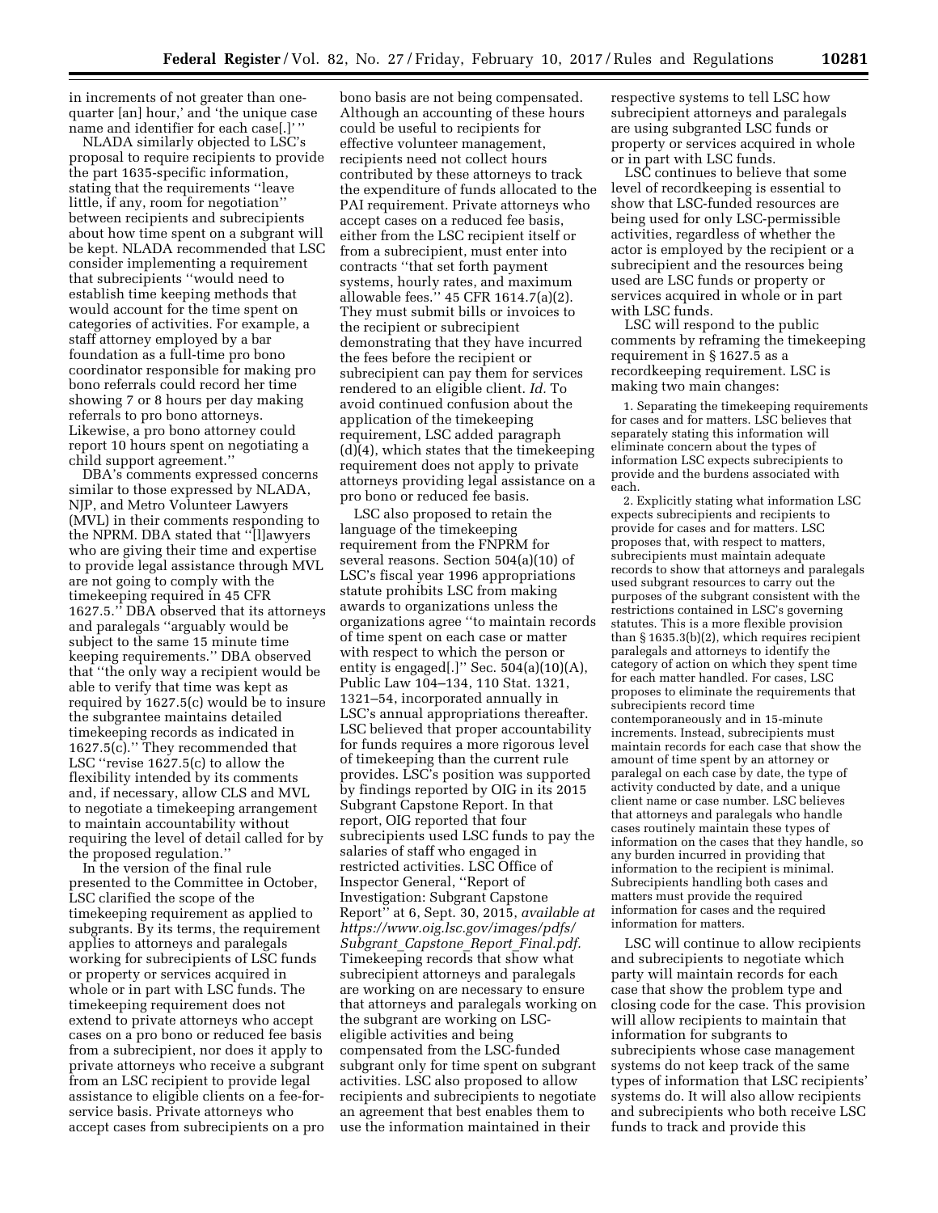in increments of not greater than one-quarter [an] hour,' and 'the unique case name and identifier for each case[.]' "

NLADA similarly objected to LSC's proposal to require recipients to provide the part 1635-specific information, stating that the requirements "leave little, if any, room for negotiation" between recipients and subrecipients about how time spent on a subgrant will be kept. NLADA recommended that LSC consider implementing a requirement that subrecipients "would need to establish time keeping methods that would account for the time spent on categories of activities. For example, a staff attorney employed by a bar foundation as a full-time pro bono coordinator responsible for making pro bono referrals could record her time showing 7 or 8 hours per day making referrals to pro bono attorneys. Likewise, a pro bono attorney could report 10 hours spent on negotiating a child support agreement."

DBA's comments expressed concerns similar to those expressed by NLADA, NJP, and Metro Volunteer Lawyers (MVL) in their comments responding to the NPRM. DBA stated that "[l]awyers who are giving their time and expertise to provide legal assistance through MVL are not going to comply with the timekeeping required in 45 CFR 1627.5." DBA observed that its attorneys and paralegals "arguably would be subject to the same 15 minute time keeping requirements." DBA observed that "the only way a recipient would be able to verify that time was kept as required by 1627.5(c) would be to insure the subgrantee maintains detailed timekeeping records as indicated in 1627.5(c)." They recommended that LSC "revise 1627.5(c) to allow the flexibility intended by its comments and, if necessary, allow CLS and MVL to negotiate a timekeeping arrangement to maintain accountability without requiring the level of detail called for by the proposed regulation."

In the version of the final rule presented to the Committee in October, LSC clarified the scope of the timekeeping requirement as applied to subgrants. By its terms, the requirement applies to attorneys and paralegals working for subrecipients of LSC funds or property or services acquired in whole or in part with LSC funds. The timekeeping requirement does not extend to private attorneys who accept cases on a pro bono or reduced fee basis from a subrecipient, nor does it apply to private attorneys who receive a subgrant from an LSC recipient to provide legal assistance to eligible clients on a fee-for-service basis. Private attorneys who accept cases from subrecipients on a pro bono basis are not being compensated. Although an accounting of these hours could be useful to recipients for effective volunteer management, recipients need not collect hours contributed by these attorneys to track the expenditure of funds allocated to the PAI requirement. Private attorneys who accept cases on a reduced fee basis, either from the LSC recipient itself or from a subrecipient, must enter into contracts "that set forth payment systems, hourly rates, and maximum allowable fees." 45 CFR 1614.7(a)(2). They must submit bills or invoices to the recipient or subrecipient demonstrating that they have incurred the fees before the recipient or subrecipient can pay them for services rendered to an eligible client. *Id.* To avoid continued confusion about the application of the timekeeping requirement, LSC added paragraph (d)(4), which states that the timekeeping requirement does not apply to private attorneys providing legal assistance on a pro bono or reduced fee basis.

LSC also proposed to retain the language of the timekeeping requirement from the FNPRM for several reasons. Section 504(a)(10) of LSC's fiscal year 1996 appropriations statute prohibits LSC from making awards to organizations unless the organizations agree "to maintain records of time spent on each case or matter with respect to which the person or entity is engaged[.]" Sec. 504(a)(10)(A), Public Law 104–134, 110 Stat. 1321, 1321–54, incorporated annually in LSC's annual appropriations thereafter. LSC believed that proper accountability for funds requires a more rigorous level of timekeeping than the current rule provides. LSC's position was supported by findings reported by OIG in its 2015 Subgrant Capstone Report. In that report, OIG reported that four subrecipients used LSC funds to pay the salaries of staff who engaged in restricted activities. LSC Office of Inspector General, "Report of Investigation: Subgrant Capstone Report" at 6, Sept. 30, 2015, *available at https://www.oig.lsc.gov/images/pdfs/Subgrant_Capstone_Report_Final.pdf.* Timekeeping records that show what subrecipient attorneys and paralegals are working on are necessary to ensure that attorneys and paralegals working on the subgrant are working on LSC-eligible activities and being compensated from the LSC-funded subgrant only for time spent on subgrant activities. LSC also proposed to allow recipients and subrecipients to negotiate an agreement that best enables them to use the information maintained in their respective systems to tell LSC how subrecipient attorneys and paralegals are using subgranted LSC funds or property or services acquired in whole or in part with LSC funds.

LSC continues to believe that some level of recordkeeping is essential to show that LSC-funded resources are being used for only LSC-permissible activities, regardless of whether the actor is employed by the recipient or a subrecipient and the resources being used are LSC funds or property or services acquired in whole or in part with LSC funds.

LSC will respond to the public comments by reframing the timekeeping requirement in § 1627.5 as a recordkeeping requirement. LSC is making two main changes:

1. Separating the timekeeping requirements for cases and for matters. LSC believes that separately stating this information will eliminate concern about the types of information LSC expects subrecipients to provide and the burdens associated with each.

2. Explicitly stating what information LSC expects subrecipients and recipients to provide for cases and for matters. LSC proposes that, with respect to matters, subrecipients must maintain adequate records to show that attorneys and paralegals used subgrant resources to carry out the purposes of the subgrant consistent with the restrictions contained in LSC's governing statutes. This is a more flexible provision than § 1635.3(b)(2), which requires recipient paralegals and attorneys to identify the category of action on which they spent time for each matter handled. For cases, LSC proposes to eliminate the requirements that subrecipients record time contemporaneously and in 15-minute increments. Instead, subrecipients must maintain records for each case that show the amount of time spent by an attorney or paralegal on each case by date, the type of activity conducted by date, and a unique client name or case number. LSC believes that attorneys and paralegals who handle cases routinely maintain these types of information on the cases that they handle, so any burden incurred in providing that information to the recipient is minimal. Subrecipients handling both cases and matters must provide the required information for cases and the required information for matters.

LSC will continue to allow recipients and subrecipients to negotiate which party will maintain records for each case that show the problem type and closing code for the case. This provision will allow recipients to maintain that information for subgrants to subrecipients whose case management systems do not keep track of the same types of information that LSC recipients' systems do. It will also allow recipients and subrecipients who both receive LSC funds to track and provide this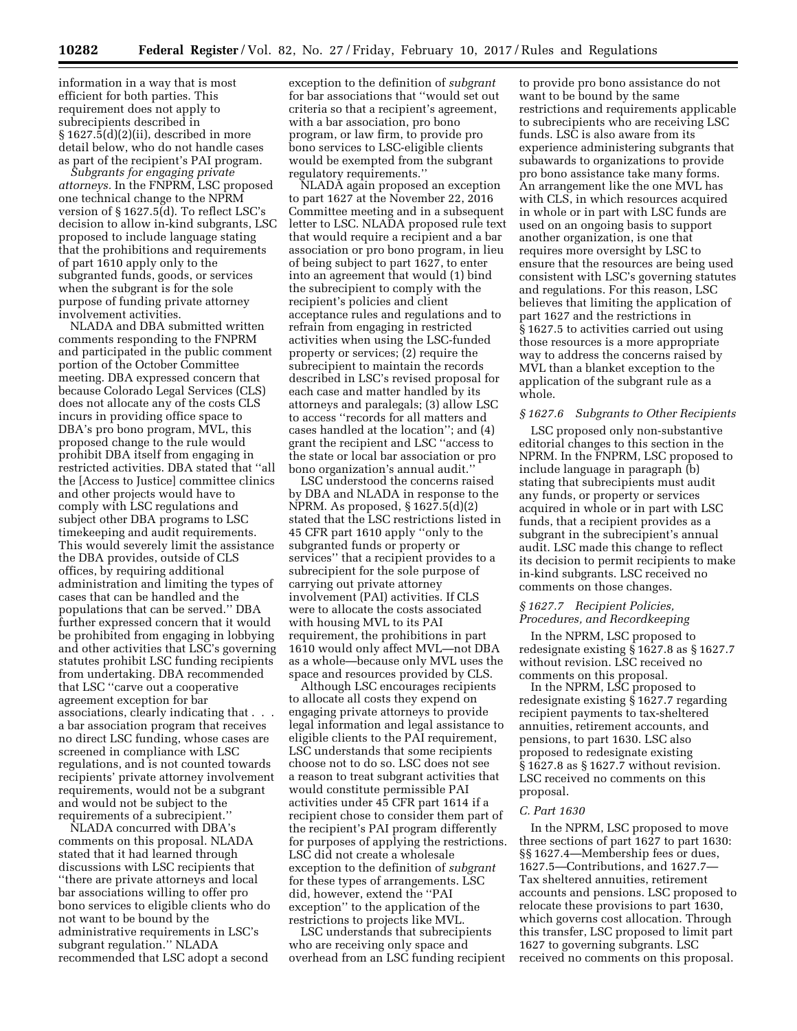information in a way that is most efficient for both parties. This requirement does not apply to subrecipients described in § 1627.5(d)(2)(ii), described in more detail below, who do not handle cases as part of the recipient's PAI program.

*Subgrants for engaging private attorneys.* In the FNPRM, LSC proposed one technical change to the NPRM version of § 1627.5(d). To reflect LSC's decision to allow in-kind subgrants, LSC proposed to include language stating that the prohibitions and requirements of part 1610 apply only to the subgranted funds, goods, or services when the subgrant is for the sole purpose of funding private attorney involvement activities.

NLADA and DBA submitted written comments responding to the FNPRM and participated in the public comment portion of the October Committee meeting. DBA expressed concern that because Colorado Legal Services (CLS) does not allocate any of the costs CLS incurs in providing office space to DBA's pro bono program, MVL, this proposed change to the rule would prohibit DBA itself from engaging in restricted activities. DBA stated that ''all the [Access to Justice] committee clinics and other projects would have to comply with LSC regulations and subject other DBA programs to LSC timekeeping and audit requirements. This would severely limit the assistance the DBA provides, outside of CLS offices, by requiring additional administration and limiting the types of cases that can be handled and the populations that can be served.'' DBA further expressed concern that it would be prohibited from engaging in lobbying and other activities that LSC's governing statutes prohibit LSC funding recipients from undertaking. DBA recommended that LSC ''carve out a cooperative agreement exception for bar associations, clearly indicating that . . . a bar association program that receives no direct LSC funding, whose cases are screened in compliance with LSC regulations, and is not counted towards recipients' private attorney involvement requirements, would not be a subgrant and would not be subject to the requirements of a subrecipient.''

NLADA concurred with DBA's comments on this proposal. NLADA stated that it had learned through discussions with LSC recipients that ''there are private attorneys and local bar associations willing to offer pro bono services to eligible clients who do not want to be bound by the administrative requirements in LSC's subgrant regulation.'' NLADA recommended that LSC adopt a second exception to the definition of *subgrant* for bar associations that ''would set out criteria so that a recipient's agreement, with a bar association, pro bono program, or law firm, to provide pro bono services to LSC-eligible clients would be exempted from the subgrant regulatory requirements.''

NLADA again proposed an exception to part 1627 at the November 22, 2016 Committee meeting and in a subsequent letter to LSC. NLADA proposed rule text that would require a recipient and a bar association or pro bono program, in lieu of being subject to part 1627, to enter into an agreement that would (1) bind the subrecipient to comply with the recipient's policies and client acceptance rules and regulations and to refrain from engaging in restricted activities when using the LSC-funded property or services; (2) require the subrecipient to maintain the records described in LSC's revised proposal for each case and matter handled by its attorneys and paralegals; (3) allow LSC to access ''records for all matters and cases handled at the location''; and (4) grant the recipient and LSC ''access to the state or local bar association or pro bono organization's annual audit.''

LSC understood the concerns raised by DBA and NLADA in response to the NPRM. As proposed, § 1627.5(d)(2) stated that the LSC restrictions listed in 45 CFR part 1610 apply ''only to the subgranted funds or property or services'' that a recipient provides to a subrecipient for the sole purpose of carrying out private attorney involvement (PAI) activities. If CLS were to allocate the costs associated with housing MVL to its PAI requirement, the prohibitions in part 1610 would only affect MVL—not DBA as a whole—because only MVL uses the space and resources provided by CLS.

Although LSC encourages recipients to allocate all costs they expend on engaging private attorneys to provide legal information and legal assistance to eligible clients to the PAI requirement, LSC understands that some recipients choose not to do so. LSC does not see a reason to treat subgrant activities that would constitute permissible PAI activities under 45 CFR part 1614 if a recipient chose to consider them part of the recipient's PAI program differently for purposes of applying the restrictions. LSC did not create a wholesale exception to the definition of *subgrant* for these types of arrangements. LSC did, however, extend the ''PAI exception'' to the application of the restrictions to projects like MVL.

LSC understands that subrecipients who are receiving only space and overhead from an LSC funding recipient to provide pro bono assistance do not want to be bound by the same restrictions and requirements applicable to subrecipients who are receiving LSC funds. LSC is also aware from its experience administering subgrants that subawards to organizations to provide pro bono assistance take many forms. An arrangement like the one MVL has with CLS, in which resources acquired in whole or in part with LSC funds are used on an ongoing basis to support another organization, is one that requires more oversight by LSC to ensure that the resources are being used consistent with LSC's governing statutes and regulations. For this reason, LSC believes that limiting the application of part 1627 and the restrictions in § 1627.5 to activities carried out using those resources is a more appropriate way to address the concerns raised by MVL than a blanket exception to the application of the subgrant rule as a whole.

### *§ 1627.6 Subgrants to Other Recipients*

LSC proposed only non-substantive editorial changes to this section in the NPRM. In the FNPRM, LSC proposed to include language in paragraph (b) stating that subrecipients must audit any funds, or property or services acquired in whole or in part with LSC funds, that a recipient provides as a subgrant in the subrecipient's annual audit. LSC made this change to reflect its decision to permit recipients to make in-kind subgrants. LSC received no comments on those changes.

### *§ 1627.7 Recipient Policies, Procedures, and Recordkeeping*

In the NPRM, LSC proposed to redesignate existing § 1627.8 as § 1627.7 without revision. LSC received no comments on this proposal.

In the NPRM, LSC proposed to redesignate existing § 1627.7 regarding recipient payments to tax-sheltered annuities, retirement accounts, and pensions, to part 1630. LSC also proposed to redesignate existing § 1627.8 as § 1627.7 without revision. LSC received no comments on this proposal.

### *C. Part 1630*

In the NPRM, LSC proposed to move three sections of part 1627 to part 1630: §§ 1627.4—Membership fees or dues, 1627.5—Contributions, and 1627.7—Tax sheltered annuities, retirement accounts and pensions. LSC proposed to relocate these provisions to part 1630, which governs cost allocation. Through this transfer, LSC proposed to limit part 1627 to governing subgrants. LSC received no comments on this proposal.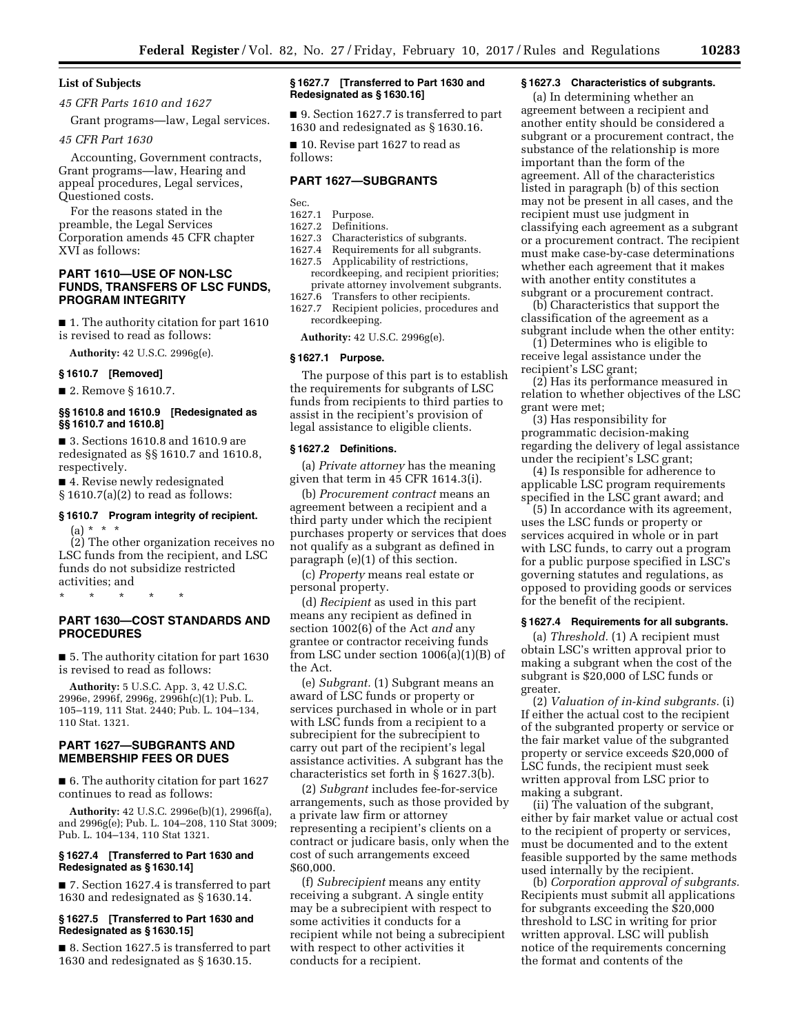## List of Subjects

*45 CFR Parts 1610 and 1627*

Grant programs—law, Legal services.

*45 CFR Part 1630*

Accounting, Government contracts, Grant programs—law, Hearing and appeal procedures, Legal services, Questioned costs.

For the reasons stated in the preamble, the Legal Services Corporation amends 45 CFR chapter XVI as follows:

## PART 1610—USE OF NON-LSC FUNDS, TRANSFERS OF LSC FUNDS, PROGRAM INTEGRITY

■ 1. The authority citation for part 1610 is revised to read as follows:

**Authority:** 42 U.S.C. 2996g(e).

### § 1610.7 [Removed]

■ 2. Remove § 1610.7.

### §§ 1610.8 and 1610.9 [Redesignated as §§ 1610.7 and 1610.8]

■ 3. Sections 1610.8 and 1610.9 are redesignated as §§ 1610.7 and 1610.8, respectively.

■ 4. Revise newly redesignated § 1610.7(a)(2) to read as follows:

### § 1610.7 Program integrity of recipient.

(a) * * *

(2) The other organization receives no LSC funds from the recipient, and LSC funds do not subsidize restricted activities; and

\* \* \* \* \*

## PART 1630—COST STANDARDS AND PROCEDURES

■ 5. The authority citation for part 1630 is revised to read as follows:

**Authority:** 5 U.S.C. App. 3, 42 U.S.C. 2996e, 2996f, 2996g, 2996h(c)(1); Pub. L. 105–119, 111 Stat. 2440; Pub. L. 104–134, 110 Stat. 1321.

## PART 1627—SUBGRANTS AND MEMBERSHIP FEES OR DUES

■ 6. The authority citation for part 1627 continues to read as follows:

**Authority:** 42 U.S.C. 2996e(b)(1), 2996f(a), and 2996g(e); Pub. L. 104–208, 110 Stat 3009; Pub. L. 104–134, 110 Stat 1321.

### § 1627.4 [Transferred to Part 1630 and Redesignated as § 1630.14]

■ 7. Section 1627.4 is transferred to part 1630 and redesignated as § 1630.14.

### § 1627.5 [Transferred to Part 1630 and Redesignated as § 1630.15]

■ 8. Section 1627.5 is transferred to part 1630 and redesignated as § 1630.15.

### § 1627.7 [Transferred to Part 1630 and Redesignated as § 1630.16]

■ 9. Section 1627.7 is transferred to part 1630 and redesignated as § 1630.16.

■ 10. Revise part 1627 to read as follows:

## PART 1627—SUBGRANTS

Sec.
1627.1 Purpose.
1627.2 Definitions.
1627.3 Characteristics of subgrants.
1627.4 Requirements for all subgrants.
1627.5 Applicability of restrictions, recordkeeping, and recipient priorities; private attorney involvement subgrants.
1627.6 Transfers to other recipients.
1627.7 Recipient policies, procedures and recordkeeping.

**Authority:** 42 U.S.C. 2996g(e).

### § 1627.1 Purpose.

The purpose of this part is to establish the requirements for subgrants of LSC funds from recipients to third parties to assist in the recipient's provision of legal assistance to eligible clients.

### § 1627.2 Definitions.

(a) *Private attorney* has the meaning given that term in 45 CFR 1614.3(i).

(b) *Procurement contract* means an agreement between a recipient and a third party under which the recipient purchases property or services that does not qualify as a subgrant as defined in paragraph (e)(1) of this section.

(c) *Property* means real estate or personal property.

(d) *Recipient* as used in this part means any recipient as defined in section 1002(6) of the Act *and* any grantee or contractor receiving funds from LSC under section 1006(a)(1)(B) of the Act.

(e) *Subgrant.* (1) Subgrant means an award of LSC funds or property or services purchased in whole or in part with LSC funds from a recipient to a subrecipient for the subrecipient to carry out part of the recipient's legal assistance activities. A subgrant has the characteristics set forth in § 1627.3(b).

(2) *Subgrant* includes fee-for-service arrangements, such as those provided by a private law firm or attorney representing a recipient's clients on a contract or judicare basis, only when the cost of such arrangements exceed $60,000.

(f) *Subrecipient* means any entity receiving a subgrant. A single entity may be a subrecipient with respect to some activities it conducts for a recipient while not being a subrecipient with respect to other activities it conducts for a recipient.

### § 1627.3 Characteristics of subgrants.

(a) In determining whether an agreement between a recipient and another entity should be considered a subgrant or a procurement contract, the substance of the relationship is more important than the form of the agreement. All of the characteristics listed in paragraph (b) of this section may not be present in all cases, and the recipient must use judgment in classifying each agreement as a subgrant or a procurement contract. The recipient must make case-by-case determinations whether each agreement that it makes with another entity constitutes a subgrant or a procurement contract.

(b) Characteristics that support the classification of the agreement as a subgrant include when the other entity:

(1) Determines who is eligible to receive legal assistance under the recipient's LSC grant;

(2) Has its performance measured in relation to whether objectives of the LSC grant were met;

(3) Has responsibility for programmatic decision-making regarding the delivery of legal assistance under the recipient's LSC grant;

(4) Is responsible for adherence to applicable LSC program requirements specified in the LSC grant award; and

(5) In accordance with its agreement, uses the LSC funds or property or services acquired in whole or in part with LSC funds, to carry out a program for a public purpose specified in LSC's governing statutes and regulations, as opposed to providing goods or services for the benefit of the recipient.

### § 1627.4 Requirements for all subgrants.

(a) *Threshold.* (1) A recipient must obtain LSC's written approval prior to making a subgrant when the cost of the subgrant is $20,000 of LSC funds or greater.

(2) *Valuation of in-kind subgrants.* (i) If either the actual cost to the recipient of the subgranted property or service or the fair market value of the subgranted property or service exceeds $20,000 of LSC funds, the recipient must seek written approval from LSC prior to making a subgrant.

(ii) The valuation of the subgrant, either by fair market value or actual cost to the recipient of property or services, must be documented and to the extent feasible supported by the same methods used internally by the recipient.

(b) *Corporation approval of subgrants.* Recipients must submit all applications for subgrants exceeding the $20,000 threshold to LSC in writing for prior written approval. LSC will publish notice of the requirements concerning the format and contents of the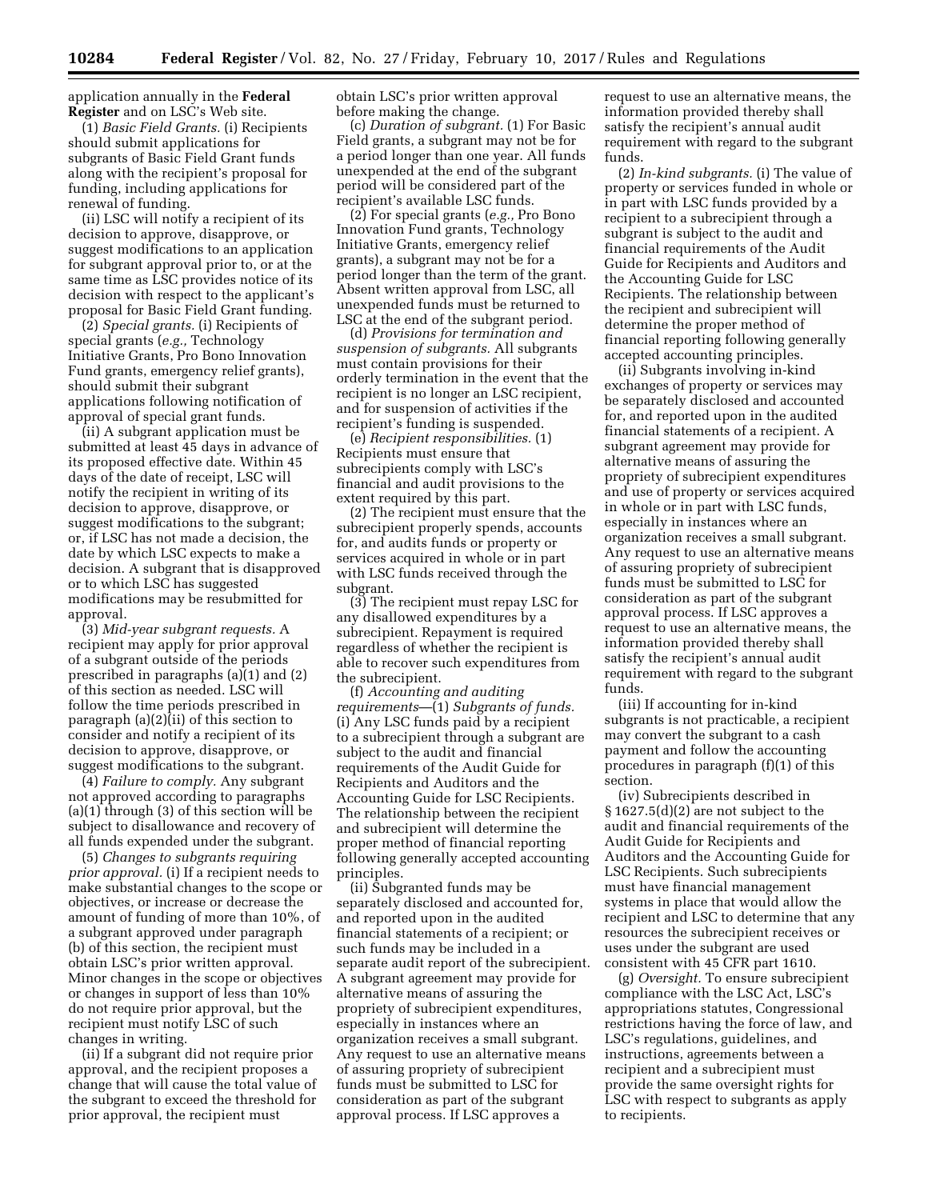application annually in the **Federal Register** and on LSC's Web site.

(1) *Basic Field Grants.* (i) Recipients should submit applications for subgrants of Basic Field Grant funds along with the recipient's proposal for funding, including applications for renewal of funding.

(ii) LSC will notify a recipient of its decision to approve, disapprove, or suggest modifications to an application for subgrant approval prior to, or at the same time as LSC provides notice of its decision with respect to the applicant's proposal for Basic Field Grant funding.

(2) *Special grants.* (i) Recipients of special grants (*e.g.,* Technology Initiative Grants, Pro Bono Innovation Fund grants, emergency relief grants), should submit their subgrant applications following notification of approval of special grant funds.

(ii) A subgrant application must be submitted at least 45 days in advance of its proposed effective date. Within 45 days of the date of receipt, LSC will notify the recipient in writing of its decision to approve, disapprove, or suggest modifications to the subgrant; or, if LSC has not made a decision, the date by which LSC expects to make a decision. A subgrant that is disapproved or to which LSC has suggested modifications may be resubmitted for approval.

(3) *Mid-year subgrant requests.* A recipient may apply for prior approval of a subgrant outside of the periods prescribed in paragraphs (a)(1) and (2) of this section as needed. LSC will follow the time periods prescribed in paragraph (a)(2)(ii) of this section to consider and notify a recipient of its decision to approve, disapprove, or suggest modifications to the subgrant.

(4) *Failure to comply.* Any subgrant not approved according to paragraphs (a)(1) through (3) of this section will be subject to disallowance and recovery of all funds expended under the subgrant.

(5) *Changes to subgrants requiring prior approval.* (i) If a recipient needs to make substantial changes to the scope or objectives, or increase or decrease the amount of funding of more than 10%, of a subgrant approved under paragraph (b) of this section, the recipient must obtain LSC's prior written approval. Minor changes in the scope or objectives or changes in support of less than 10% do not require prior approval, but the recipient must notify LSC of such changes in writing.

(ii) If a subgrant did not require prior approval, and the recipient proposes a change that will cause the total value of the subgrant to exceed the threshold for prior approval, the recipient must obtain LSC's prior written approval before making the change.

(c) *Duration of subgrant.* (1) For Basic Field grants, a subgrant may not be for a period longer than one year. All funds unexpended at the end of the subgrant period will be considered part of the recipient's available LSC funds.

(2) For special grants (*e.g.,* Pro Bono Innovation Fund grants, Technology Initiative Grants, emergency relief grants), a subgrant may not be for a period longer than the term of the grant. Absent written approval from LSC, all unexpended funds must be returned to LSC at the end of the subgrant period.

(d) *Provisions for termination and suspension of subgrants.* All subgrants must contain provisions for their orderly termination in the event that the recipient is no longer an LSC recipient, and for suspension of activities if the recipient's funding is suspended.

(e) *Recipient responsibilities.* (1) Recipients must ensure that subrecipients comply with LSC's financial and audit provisions to the extent required by this part.

(2) The recipient must ensure that the subrecipient properly spends, accounts for, and audits funds or property or services acquired in whole or in part with LSC funds received through the subgrant.

(3) The recipient must repay LSC for any disallowed expenditures by a subrecipient. Repayment is required regardless of whether the recipient is able to recover such expenditures from the subrecipient.

(f) *Accounting and auditing requirements*—(1) *Subgrants of funds.* (i) Any LSC funds paid by a recipient to a subrecipient through a subgrant are subject to the audit and financial requirements of the Audit Guide for Recipients and Auditors and the Accounting Guide for LSC Recipients. The relationship between the recipient and subrecipient will determine the proper method of financial reporting following generally accepted accounting principles.

(ii) Subgranted funds may be separately disclosed and accounted for, and reported upon in the audited financial statements of a recipient; or such funds may be included in a separate audit report of the subrecipient. A subgrant agreement may provide for alternative means of assuring the propriety of subrecipient expenditures, especially in instances where an organization receives a small subgrant. Any request to use an alternative means of assuring propriety of subrecipient funds must be submitted to LSC for consideration as part of the subgrant approval process. If LSC approves a request to use an alternative means, the information provided thereby shall satisfy the recipient's annual audit requirement with regard to the subgrant funds.

(2) *In-kind subgrants.* (i) The value of property or services funded in whole or in part with LSC funds provided by a recipient to a subrecipient through a subgrant is subject to the audit and financial requirements of the Audit Guide for Recipients and Auditors and the Accounting Guide for LSC Recipients. The relationship between the recipient and subrecipient will determine the proper method of financial reporting following generally accepted accounting principles.

(ii) Subgrants involving in-kind exchanges of property or services may be separately disclosed and accounted for, and reported upon in the audited financial statements of a recipient. A subgrant agreement may provide for alternative means of assuring the propriety of subrecipient expenditures and use of property or services acquired in whole or in part with LSC funds, especially in instances where an organization receives a small subgrant. Any request to use an alternative means of assuring propriety of subrecipient funds must be submitted to LSC for consideration as part of the subgrant approval process. If LSC approves a request to use an alternative means, the information provided thereby shall satisfy the recipient's annual audit requirement with regard to the subgrant funds.

(iii) If accounting for in-kind subgrants is not practicable, a recipient may convert the subgrant to a cash payment and follow the accounting procedures in paragraph (f)(1) of this section.

(iv) Subrecipients described in § 1627.5(d)(2) are not subject to the audit and financial requirements of the Audit Guide for Recipients and Auditors and the Accounting Guide for LSC Recipients. Such subrecipients must have financial management systems in place that would allow the recipient and LSC to determine that any resources the subrecipient receives or uses under the subgrant are used consistent with 45 CFR part 1610.

(g) *Oversight.* To ensure subrecipient compliance with the LSC Act, LSC's appropriations statutes, Congressional restrictions having the force of law, and LSC's regulations, guidelines, and instructions, agreements between a recipient and a subrecipient must provide the same oversight rights for LSC with respect to subgrants as apply to recipients.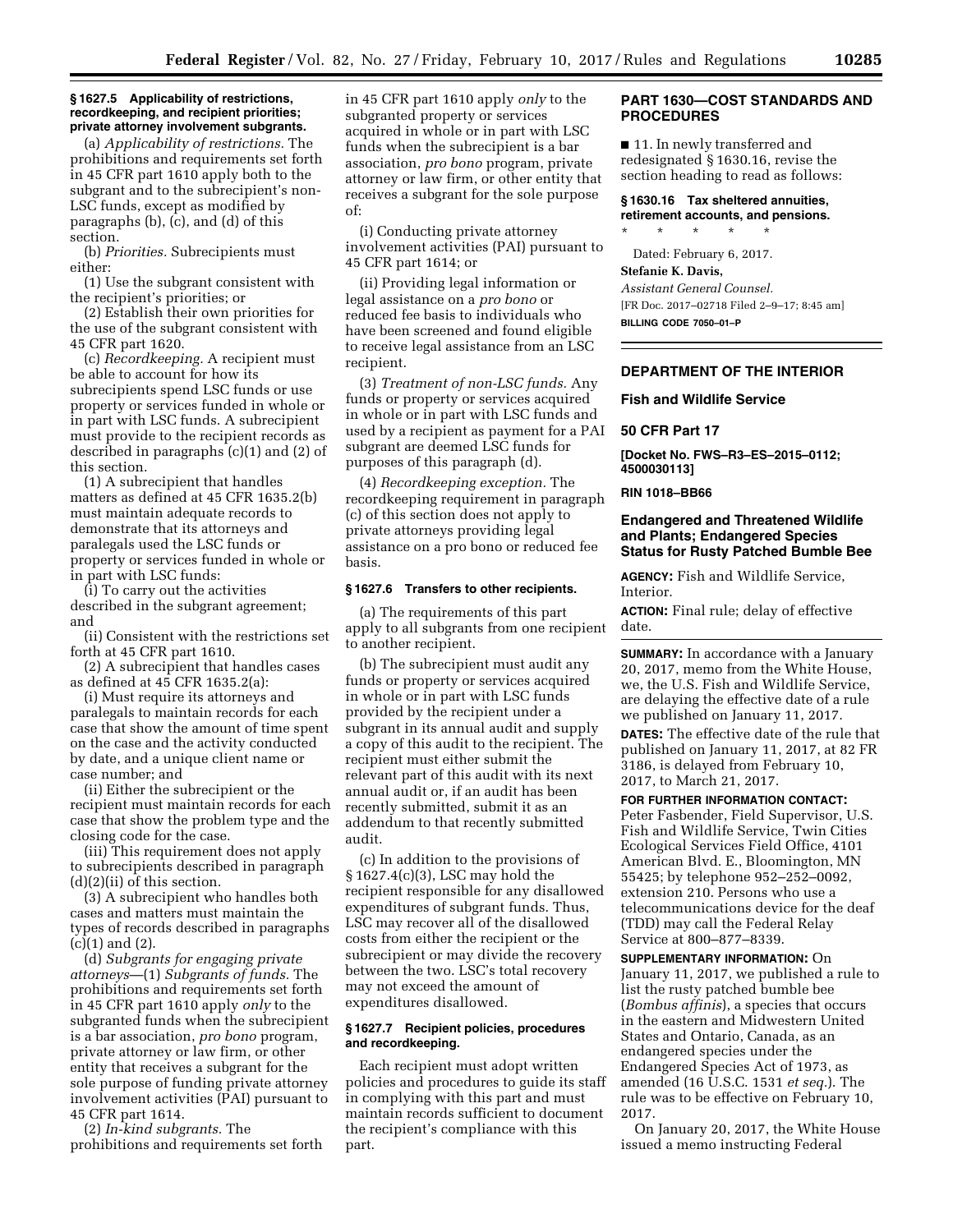### § 1627.5 Applicability of restrictions, recordkeeping, and recipient priorities; private attorney involvement subgrants.

(a) *Applicability of restrictions.* The prohibitions and requirements set forth in 45 CFR part 1610 apply both to the subgrant and to the subrecipient's non-LSC funds, except as modified by paragraphs (b), (c), and (d) of this section.

(b) *Priorities.* Subrecipients must either:

(1) Use the subgrant consistent with the recipient's priorities; or

(2) Establish their own priorities for the use of the subgrant consistent with 45 CFR part 1620.

(c) *Recordkeeping.* A recipient must be able to account for how its subrecipients spend LSC funds or use property or services funded in whole or in part with LSC funds. A subrecipient must provide to the recipient records as described in paragraphs (c)(1) and (2) of this section.

(1) A subrecipient that handles matters as defined at 45 CFR 1635.2(b) must maintain adequate records to demonstrate that its attorneys and paralegals used the LSC funds or property or services funded in whole or in part with LSC funds:

(i) To carry out the activities described in the subgrant agreement; and

(ii) Consistent with the restrictions set forth at 45 CFR part 1610.

(2) A subrecipient that handles cases as defined at 45 CFR 1635.2(a):

(i) Must require its attorneys and paralegals to maintain records for each case that show the amount of time spent on the case and the activity conducted by date, and a unique client name or case number; and

(ii) Either the subrecipient or the recipient must maintain records for each case that show the problem type and the closing code for the case.

(iii) This requirement does not apply to subrecipients described in paragraph (d)(2)(ii) of this section.

(3) A subrecipient who handles both cases and matters must maintain the types of records described in paragraphs (c)(1) and (2).

(d) *Subgrants for engaging private attorneys*—(1) *Subgrants of funds.* The prohibitions and requirements set forth in 45 CFR part 1610 apply *only* to the subgranted funds when the subrecipient is a bar association, *pro bono* program, private attorney or law firm, or other entity that receives a subgrant for the sole purpose of funding private attorney involvement activities (PAI) pursuant to 45 CFR part 1614.

(2) *In-kind subgrants.* The prohibitions and requirements set forth in 45 CFR part 1610 apply *only* to the subgranted property or services acquired in whole or in part with LSC funds when the subrecipient is a bar association, *pro bono* program, private attorney or law firm, or other entity that receives a subgrant for the sole purpose of:

(i) Conducting private attorney involvement activities (PAI) pursuant to 45 CFR part 1614; or

(ii) Providing legal information or legal assistance on a *pro bono* or reduced fee basis to individuals who have been screened and found eligible to receive legal assistance from an LSC recipient.

(3) *Treatment of non-LSC funds.* Any funds or property or services acquired in whole or in part with LSC funds and used by a recipient as payment for a PAI subgrant are deemed LSC funds for purposes of this paragraph (d).

(4) *Recordkeeping exception.* The recordkeeping requirement in paragraph (c) of this section does not apply to private attorneys providing legal assistance on a pro bono or reduced fee basis.

### § 1627.6 Transfers to other recipients.

(a) The requirements of this part apply to all subgrants from one recipient to another recipient.

(b) The subrecipient must audit any funds or property or services acquired in whole or in part with LSC funds provided by the recipient under a subgrant in its annual audit and supply a copy of this audit to the recipient. The recipient must either submit the relevant part of this audit with its next annual audit or, if an audit has been recently submitted, submit it as an addendum to that recently submitted audit.

(c) In addition to the provisions of § 1627.4(c)(3), LSC may hold the recipient responsible for any disallowed expenditures of subgrant funds. Thus, LSC may recover all of the disallowed costs from either the recipient or the subrecipient or may divide the recovery between the two. LSC's total recovery may not exceed the amount of expenditures disallowed.

### § 1627.7 Recipient policies, procedures and recordkeeping.

Each recipient must adopt written policies and procedures to guide its staff in complying with this part and must maintain records sufficient to document the recipient's compliance with this part.

## PART 1630—COST STANDARDS AND PROCEDURES

■ 11. In newly transferred and redesignated § 1630.16, revise the section heading to read as follows:

### § 1630.16 Tax sheltered annuities, retirement accounts, and pensions.

\* \* \* \* \*

Dated: February 6, 2017.

**Stefanie K. Davis,**

*Assistant General Counsel.*

[FR Doc. 2017–02718 Filed 2–9–17; 8:45 am]

**BILLING CODE 7050–01–P**

## DEPARTMENT OF THE INTERIOR

### Fish and Wildlife Service

### 50 CFR Part 17

**[Docket No. FWS–R3–ES–2015–0112; 4500030113]**

**RIN 1018–BB66**

### Endangered and Threatened Wildlife and Plants; Endangered Species Status for Rusty Patched Bumble Bee

**AGENCY:** Fish and Wildlife Service, Interior.

**ACTION:** Final rule; delay of effective date.

**SUMMARY:** In accordance with a January 20, 2017, memo from the White House, we, the U.S. Fish and Wildlife Service, are delaying the effective date of a rule we published on January 11, 2017.

**DATES:** The effective date of the rule that published on January 11, 2017, at 82 FR 3186, is delayed from February 10, 2017, to March 21, 2017.

**FOR FURTHER INFORMATION CONTACT:** Peter Fasbender, Field Supervisor, U.S. Fish and Wildlife Service, Twin Cities Ecological Services Field Office, 4101 American Blvd. E., Bloomington, MN 55425; by telephone 952–252–0092, extension 210. Persons who use a telecommunications device for the deaf (TDD) may call the Federal Relay Service at 800–877–8339.

**SUPPLEMENTARY INFORMATION:** On January 11, 2017, we published a rule to list the rusty patched bumble bee (*Bombus affinis*), a species that occurs in the eastern and Midwestern United States and Ontario, Canada, as an endangered species under the Endangered Species Act of 1973, as amended (16 U.S.C. 1531 *et seq.*). The rule was to be effective on February 10, 2017.

On January 20, 2017, the White House issued a memo instructing Federal